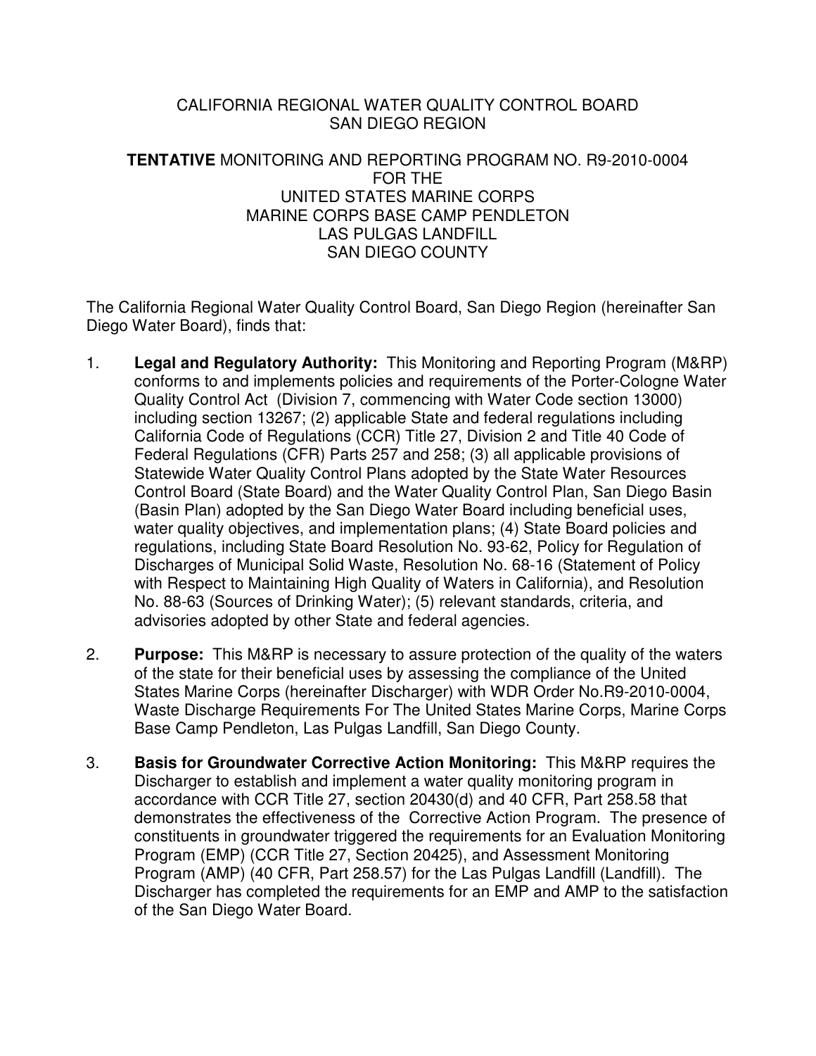CALIFORNIA REGIONAL WATER QUALITY CONTROL BOARD
SAN DIEGO REGION

**TENTATIVE** MONITORING AND REPORTING PROGRAM NO. R9-2010-0004
FOR THE
UNITED STATES MARINE CORPS
MARINE CORPS BASE CAMP PENDLETON
LAS PULGAS LANDFILL
SAN DIEGO COUNTY

The California Regional Water Quality Control Board, San Diego Region (hereinafter San Diego Water Board), finds that:

1. **Legal and Regulatory Authority:** This Monitoring and Reporting Program (M&RP) conforms to and implements policies and requirements of the Porter-Cologne Water Quality Control Act (Division 7, commencing with Water Code section 13000) including section 13267; (2) applicable State and federal regulations including California Code of Regulations (CCR) Title 27, Division 2 and Title 40 Code of Federal Regulations (CFR) Parts 257 and 258; (3) all applicable provisions of Statewide Water Quality Control Plans adopted by the State Water Resources Control Board (State Board) and the Water Quality Control Plan, San Diego Basin (Basin Plan) adopted by the San Diego Water Board including beneficial uses, water quality objectives, and implementation plans; (4) State Board policies and regulations, including State Board Resolution No. 93-62, Policy for Regulation of Discharges of Municipal Solid Waste, Resolution No. 68-16 (Statement of Policy with Respect to Maintaining High Quality of Waters in California), and Resolution No. 88-63 (Sources of Drinking Water); (5) relevant standards, criteria, and advisories adopted by other State and federal agencies.

2. **Purpose:** This M&RP is necessary to assure protection of the quality of the waters of the state for their beneficial uses by assessing the compliance of the United States Marine Corps (hereinafter Discharger) with WDR Order No.R9-2010-0004, Waste Discharge Requirements For The United States Marine Corps, Marine Corps Base Camp Pendleton, Las Pulgas Landfill, San Diego County.

3. **Basis for Groundwater Corrective Action Monitoring:** This M&RP requires the Discharger to establish and implement a water quality monitoring program in accordance with CCR Title 27, section 20430(d) and 40 CFR, Part 258.58 that demonstrates the effectiveness of the Corrective Action Program. The presence of constituents in groundwater triggered the requirements for an Evaluation Monitoring Program (EMP) (CCR Title 27, Section 20425), and Assessment Monitoring Program (AMP) (40 CFR, Part 258.57) for the Las Pulgas Landfill (Landfill). The Discharger has completed the requirements for an EMP and AMP to the satisfaction of the San Diego Water Board.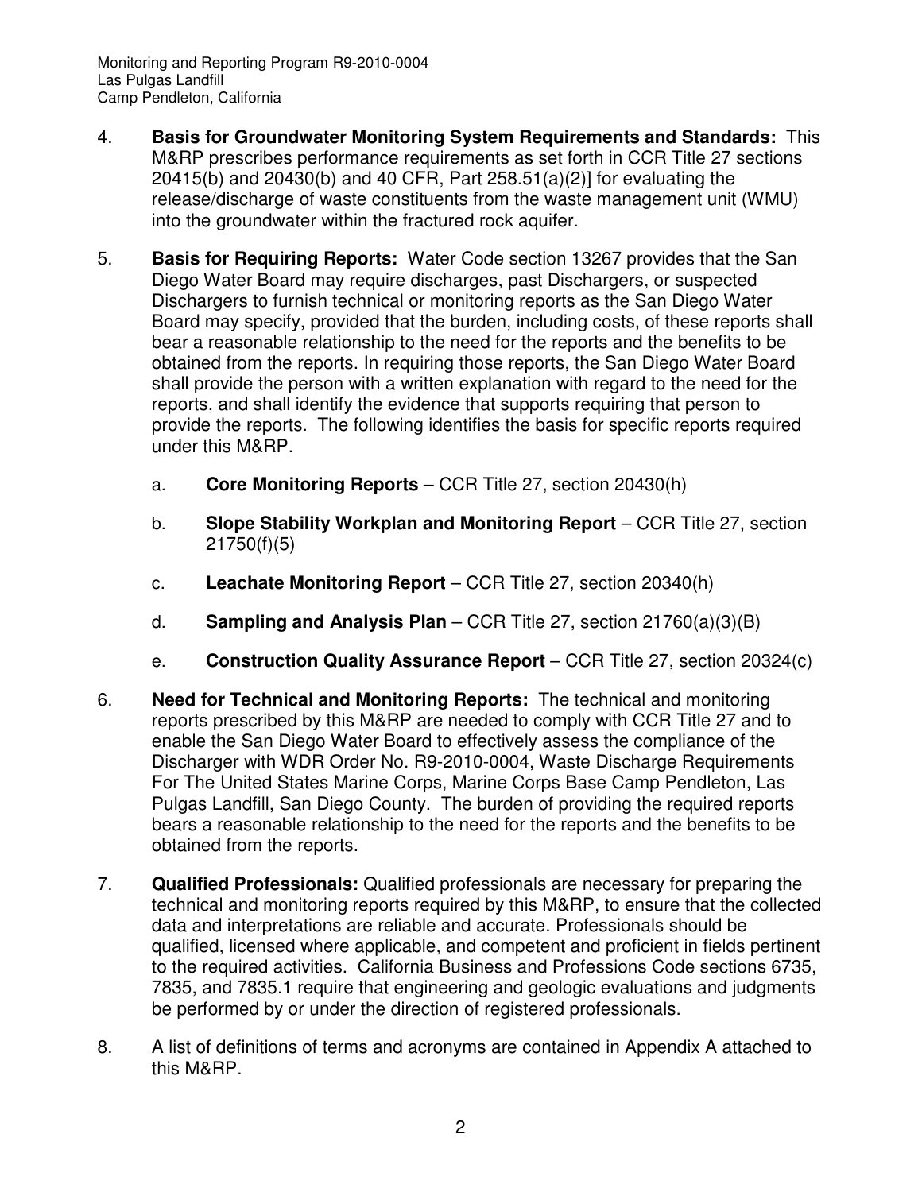4. **Basis for Groundwater Monitoring System Requirements and Standards:** This M&RP prescribes performance requirements as set forth in CCR Title 27 sections 20415(b) and 20430(b) and 40 CFR, Part 258.51(a)(2)] for evaluating the release/discharge of waste constituents from the waste management unit (WMU) into the groundwater within the fractured rock aquifer.

5. **Basis for Requiring Reports:** Water Code section 13267 provides that the San Diego Water Board may require discharges, past Dischargers, or suspected Dischargers to furnish technical or monitoring reports as the San Diego Water Board may specify, provided that the burden, including costs, of these reports shall bear a reasonable relationship to the need for the reports and the benefits to be obtained from the reports. In requiring those reports, the San Diego Water Board shall provide the person with a written explanation with regard to the need for the reports, and shall identify the evidence that supports requiring that person to provide the reports. The following identifies the basis for specific reports required under this M&RP.

   a. **Core Monitoring Reports** – CCR Title 27, section 20430(h)

   b. **Slope Stability Workplan and Monitoring Report** – CCR Title 27, section 21750(f)(5)

   c. **Leachate Monitoring Report** – CCR Title 27, section 20340(h)

   d. **Sampling and Analysis Plan** – CCR Title 27, section 21760(a)(3)(B)

   e. **Construction Quality Assurance Report** – CCR Title 27, section 20324(c)

6. **Need for Technical and Monitoring Reports:** The technical and monitoring reports prescribed by this M&RP are needed to comply with CCR Title 27 and to enable the San Diego Water Board to effectively assess the compliance of the Discharger with WDR Order No. R9-2010-0004, Waste Discharge Requirements For The United States Marine Corps, Marine Corps Base Camp Pendleton, Las Pulgas Landfill, San Diego County. The burden of providing the required reports bears a reasonable relationship to the need for the reports and the benefits to be obtained from the reports.

7. **Qualified Professionals:** Qualified professionals are necessary for preparing the technical and monitoring reports required by this M&RP, to ensure that the collected data and interpretations are reliable and accurate. Professionals should be qualified, licensed where applicable, and competent and proficient in fields pertinent to the required activities. California Business and Professions Code sections 6735, 7835, and 7835.1 require that engineering and geologic evaluations and judgments be performed by or under the direction of registered professionals.

8. A list of definitions of terms and acronyms are contained in Appendix A attached to this M&RP.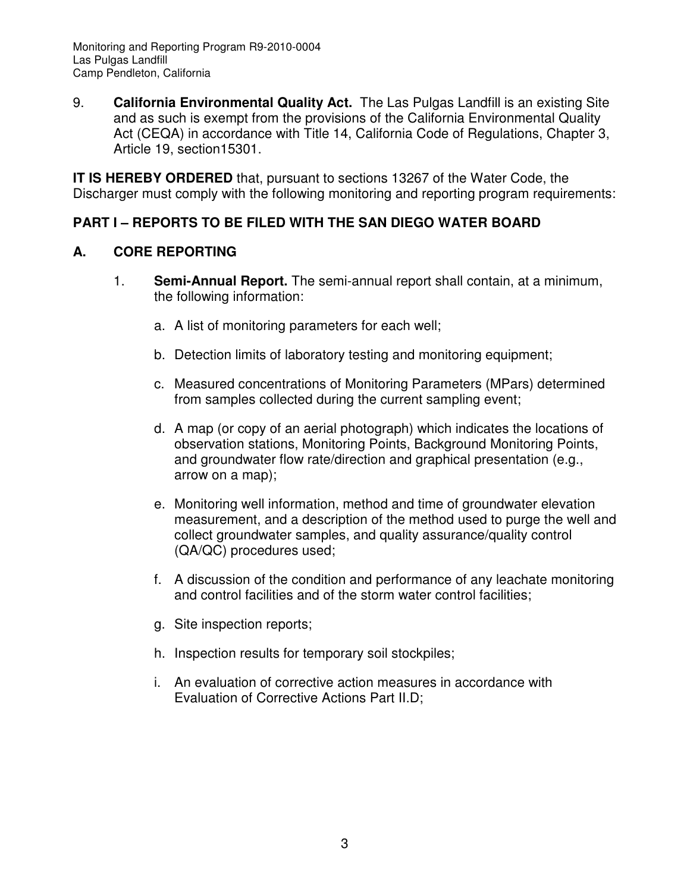9. **California Environmental Quality Act.** The Las Pulgas Landfill is an existing Site and as such is exempt from the provisions of the California Environmental Quality Act (CEQA) in accordance with Title 14, California Code of Regulations, Chapter 3, Article 19, section15301.

**IT IS HEREBY ORDERED** that, pursuant to sections 13267 of the Water Code, the Discharger must comply with the following monitoring and reporting program requirements:

## PART I – REPORTS TO BE FILED WITH THE SAN DIEGO WATER BOARD

### A. CORE REPORTING

1. **Semi-Annual Report.** The semi-annual report shall contain, at a minimum, the following information:

   a. A list of monitoring parameters for each well;

   b. Detection limits of laboratory testing and monitoring equipment;

   c. Measured concentrations of Monitoring Parameters (MPars) determined from samples collected during the current sampling event;

   d. A map (or copy of an aerial photograph) which indicates the locations of observation stations, Monitoring Points, Background Monitoring Points, and groundwater flow rate/direction and graphical presentation (e.g., arrow on a map);

   e. Monitoring well information, method and time of groundwater elevation measurement, and a description of the method used to purge the well and collect groundwater samples, and quality assurance/quality control (QA/QC) procedures used;

   f. A discussion of the condition and performance of any leachate monitoring and control facilities and of the storm water control facilities;

   g. Site inspection reports;

   h. Inspection results for temporary soil stockpiles;

   i. An evaluation of corrective action measures in accordance with Evaluation of Corrective Actions Part II.D;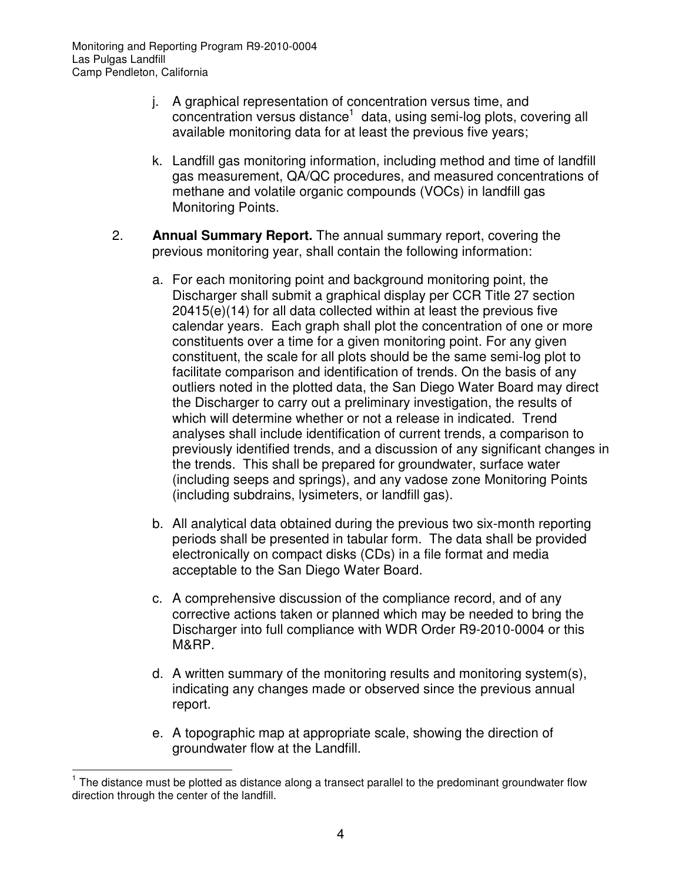j. A graphical representation of concentration versus time, and concentration versus distance[1] data, using semi-log plots, covering all available monitoring data for at least the previous five years;

k. Landfill gas monitoring information, including method and time of landfill gas measurement, QA/QC procedures, and measured concentrations of methane and volatile organic compounds (VOCs) in landfill gas Monitoring Points.

2. **Annual Summary Report.** The annual summary report, covering the previous monitoring year, shall contain the following information:

   a. For each monitoring point and background monitoring point, the Discharger shall submit a graphical display per CCR Title 27 section 20415(e)(14) for all data collected within at least the previous five calendar years. Each graph shall plot the concentration of one or more constituents over a time for a given monitoring point. For any given constituent, the scale for all plots should be the same semi-log plot to facilitate comparison and identification of trends. On the basis of any outliers noted in the plotted data, the San Diego Water Board may direct the Discharger to carry out a preliminary investigation, the results of which will determine whether or not a release in indicated. Trend analyses shall include identification of current trends, a comparison to previously identified trends, and a discussion of any significant changes in the trends. This shall be prepared for groundwater, surface water (including seeps and springs), and any vadose zone Monitoring Points (including subdrains, lysimeters, or landfill gas).

   b. All analytical data obtained during the previous two six-month reporting periods shall be presented in tabular form. The data shall be provided electronically on compact disks (CDs) in a file format and media acceptable to the San Diego Water Board.

   c. A comprehensive discussion of the compliance record, and of any corrective actions taken or planned which may be needed to bring the Discharger into full compliance with WDR Order R9-2010-0004 or this M&RP.

   d. A written summary of the monitoring results and monitoring system(s), indicating any changes made or observed since the previous annual report.

   e. A topographic map at appropriate scale, showing the direction of groundwater flow at the Landfill.

[1] The distance must be plotted as distance along a transect parallel to the predominant groundwater flow direction through the center of the landfill.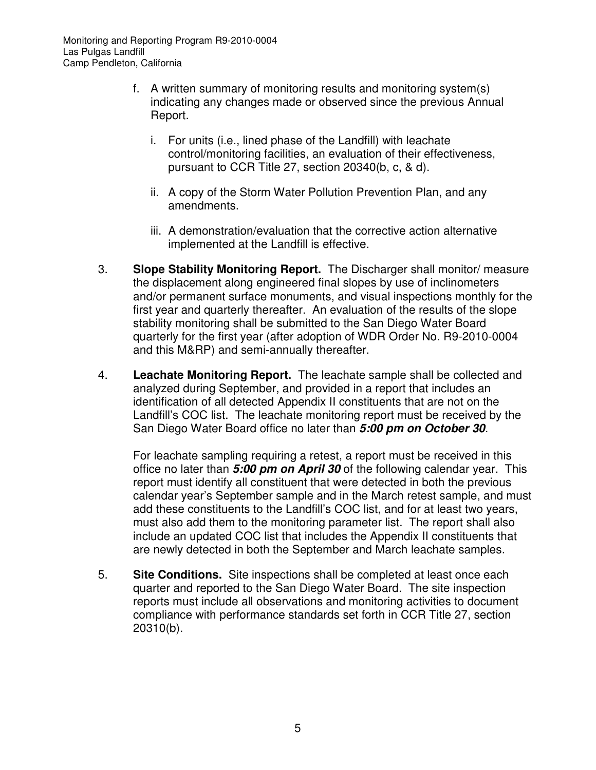f. A written summary of monitoring results and monitoring system(s) indicating any changes made or observed since the previous Annual Report.

   i. For units (i.e., lined phase of the Landfill) with leachate control/monitoring facilities, an evaluation of their effectiveness, pursuant to CCR Title 27, section 20340(b, c, & d).

   ii. A copy of the Storm Water Pollution Prevention Plan, and any amendments.

   iii. A demonstration/evaluation that the corrective action alternative implemented at the Landfill is effective.

3. **Slope Stability Monitoring Report.** The Discharger shall monitor/ measure the displacement along engineered final slopes by use of inclinometers and/or permanent surface monuments, and visual inspections monthly for the first year and quarterly thereafter. An evaluation of the results of the slope stability monitoring shall be submitted to the San Diego Water Board quarterly for the first year (after adoption of WDR Order No. R9-2010-0004 and this M&RP) and semi-annually thereafter.

4. **Leachate Monitoring Report.** The leachate sample shall be collected and analyzed during September, and provided in a report that includes an identification of all detected Appendix II constituents that are not on the Landfill's COC list. The leachate monitoring report must be received by the San Diego Water Board office no later than ***5:00 pm on October 30***.

   For leachate sampling requiring a retest, a report must be received in this office no later than ***5:00 pm on April 30*** of the following calendar year. This report must identify all constituent that were detected in both the previous calendar year's September sample and in the March retest sample, and must add these constituents to the Landfill's COC list, and for at least two years, must also add them to the monitoring parameter list. The report shall also include an updated COC list that includes the Appendix II constituents that are newly detected in both the September and March leachate samples.

5. **Site Conditions.** Site inspections shall be completed at least once each quarter and reported to the San Diego Water Board. The site inspection reports must include all observations and monitoring activities to document compliance with performance standards set forth in CCR Title 27, section 20310(b).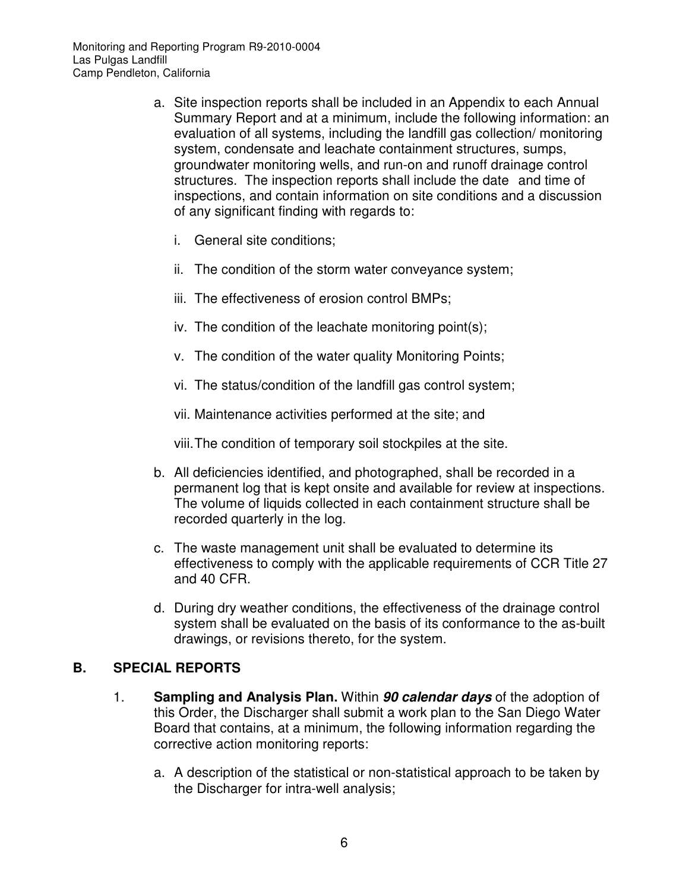a. Site inspection reports shall be included in an Appendix to each Annual Summary Report and at a minimum, include the following information: an evaluation of all systems, including the landfill gas collection/ monitoring system, condensate and leachate containment structures, sumps, groundwater monitoring wells, and run-on and runoff drainage control structures. The inspection reports shall include the date and time of inspections, and contain information on site conditions and a discussion of any significant finding with regards to:

   i. General site conditions;

   ii. The condition of the storm water conveyance system;

   iii. The effectiveness of erosion control BMPs;

   iv. The condition of the leachate monitoring point(s);

   v. The condition of the water quality Monitoring Points;

   vi. The status/condition of the landfill gas control system;

   vii. Maintenance activities performed at the site; and

   viii. The condition of temporary soil stockpiles at the site.

b. All deficiencies identified, and photographed, shall be recorded in a permanent log that is kept onsite and available for review at inspections. The volume of liquids collected in each containment structure shall be recorded quarterly in the log.

c. The waste management unit shall be evaluated to determine its effectiveness to comply with the applicable requirements of CCR Title 27 and 40 CFR.

d. During dry weather conditions, the effectiveness of the drainage control system shall be evaluated on the basis of its conformance to the as-built drawings, or revisions thereto, for the system.

## B. SPECIAL REPORTS

1. **Sampling and Analysis Plan.** Within ***90 calendar days*** of the adoption of this Order, the Discharger shall submit a work plan to the San Diego Water Board that contains, at a minimum, the following information regarding the corrective action monitoring reports:

   a. A description of the statistical or non-statistical approach to be taken by the Discharger for intra-well analysis;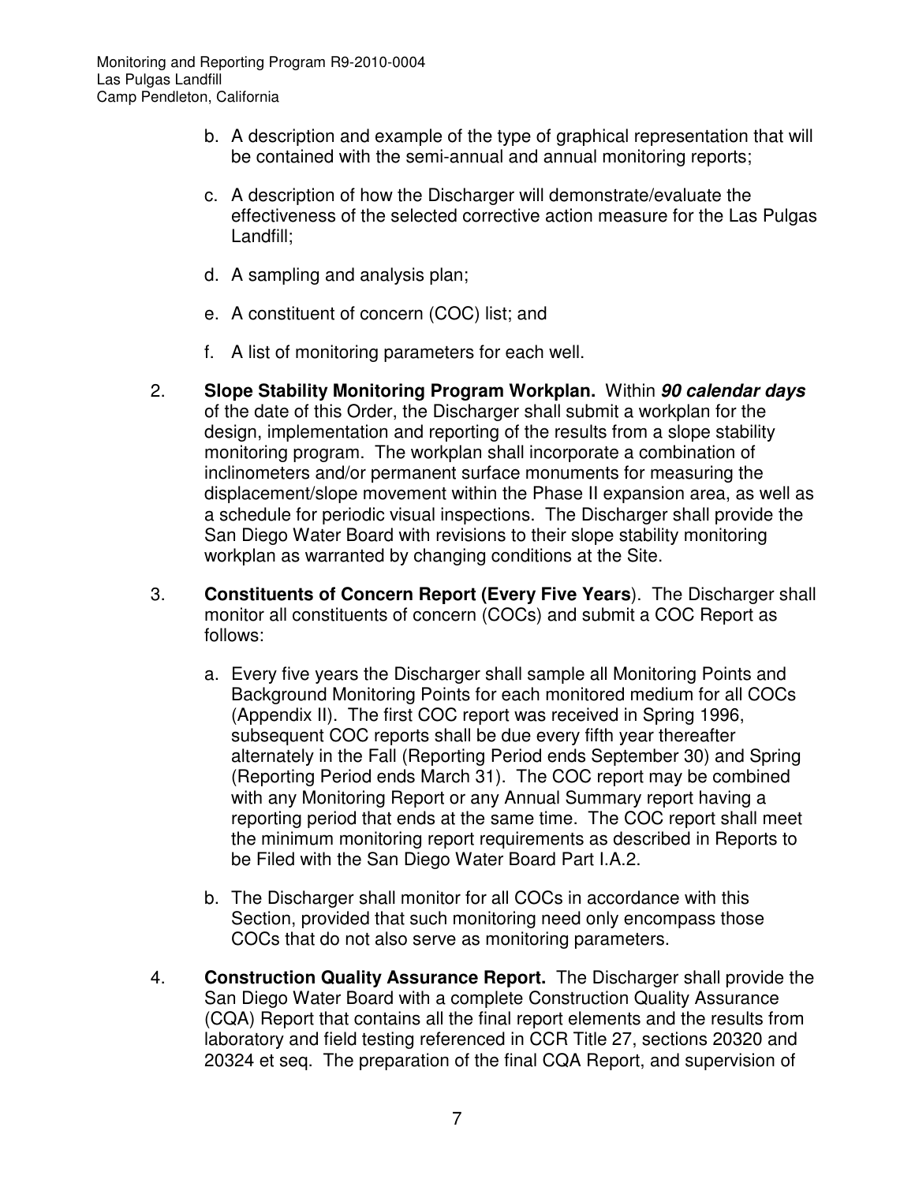b. A description and example of the type of graphical representation that will be contained with the semi-annual and annual monitoring reports;

c. A description of how the Discharger will demonstrate/evaluate the effectiveness of the selected corrective action measure for the Las Pulgas Landfill;

d. A sampling and analysis plan;

e. A constituent of concern (COC) list; and

f. A list of monitoring parameters for each well.

2. **Slope Stability Monitoring Program Workplan.** Within ***90 calendar days*** of the date of this Order, the Discharger shall submit a workplan for the design, implementation and reporting of the results from a slope stability monitoring program. The workplan shall incorporate a combination of inclinometers and/or permanent surface monuments for measuring the displacement/slope movement within the Phase II expansion area, as well as a schedule for periodic visual inspections. The Discharger shall provide the San Diego Water Board with revisions to their slope stability monitoring workplan as warranted by changing conditions at the Site.

3. **Constituents of Concern Report (Every Five Years**). The Discharger shall monitor all constituents of concern (COCs) and submit a COC Report as follows:

   a. Every five years the Discharger shall sample all Monitoring Points and Background Monitoring Points for each monitored medium for all COCs (Appendix II). The first COC report was received in Spring 1996, subsequent COC reports shall be due every fifth year thereafter alternately in the Fall (Reporting Period ends September 30) and Spring (Reporting Period ends March 31). The COC report may be combined with any Monitoring Report or any Annual Summary report having a reporting period that ends at the same time. The COC report shall meet the minimum monitoring report requirements as described in Reports to be Filed with the San Diego Water Board Part I.A.2.

   b. The Discharger shall monitor for all COCs in accordance with this Section, provided that such monitoring need only encompass those COCs that do not also serve as monitoring parameters.

4. **Construction Quality Assurance Report.** The Discharger shall provide the San Diego Water Board with a complete Construction Quality Assurance (CQA) Report that contains all the final report elements and the results from laboratory and field testing referenced in CCR Title 27, sections 20320 and 20324 et seq. The preparation of the final CQA Report, and supervision of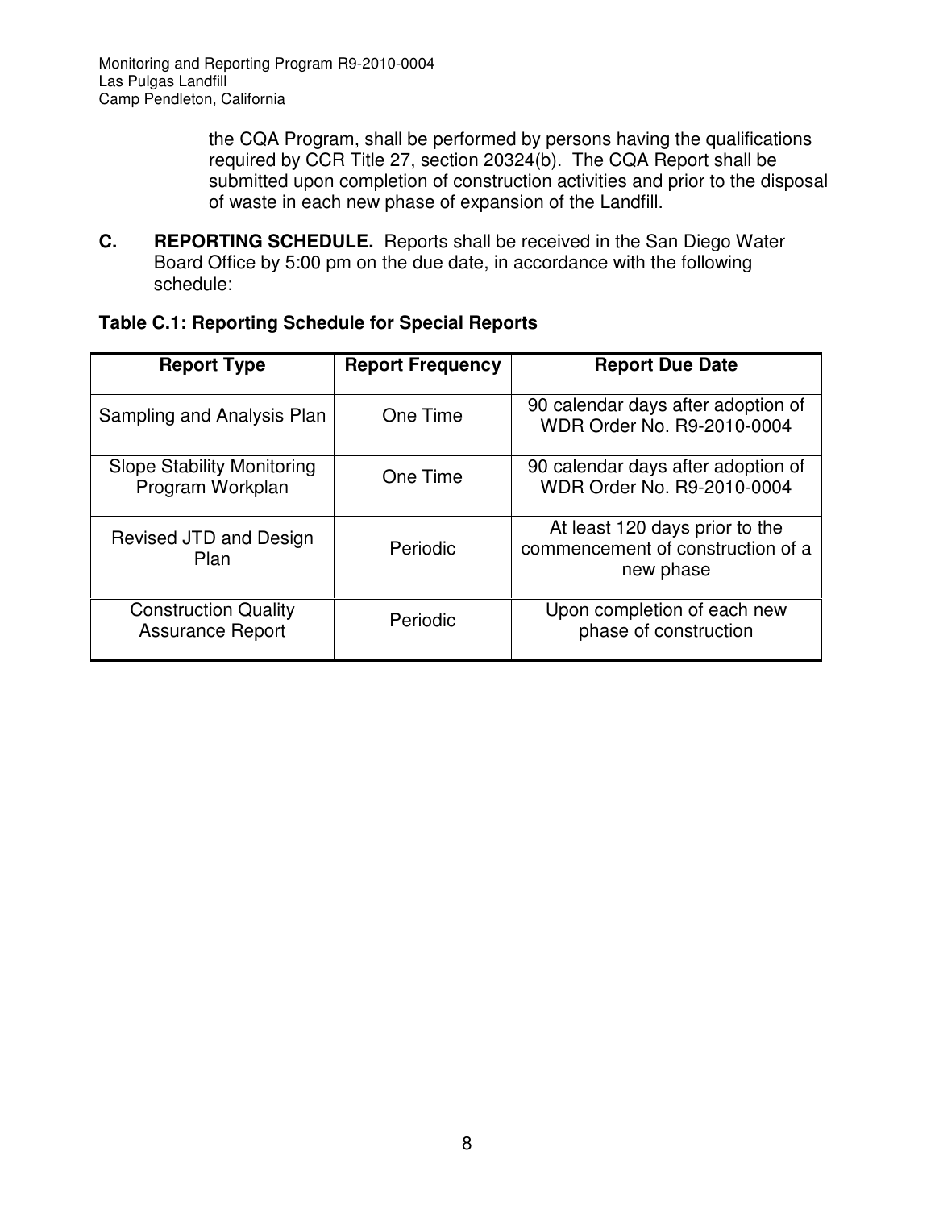the CQA Program, shall be performed by persons having the qualifications required by CCR Title 27, section 20324(b). The CQA Report shall be submitted upon completion of construction activities and prior to the disposal of waste in each new phase of expansion of the Landfill.

**C. REPORTING SCHEDULE.** Reports shall be received in the San Diego Water Board Office by 5:00 pm on the due date, in accordance with the following schedule:

**Table C.1: Reporting Schedule for Special Reports**

| Report Type | Report Frequency | Report Due Date |
|---|---|---|
| Sampling and Analysis Plan | One Time | 90 calendar days after adoption of WDR Order No. R9-2010-0004 |
| Slope Stability Monitoring Program Workplan | One Time | 90 calendar days after adoption of WDR Order No. R9-2010-0004 |
| Revised JTD and Design Plan | Periodic | At least 120 days prior to the commencement of construction of a new phase |
| Construction Quality Assurance Report | Periodic | Upon completion of each new phase of construction |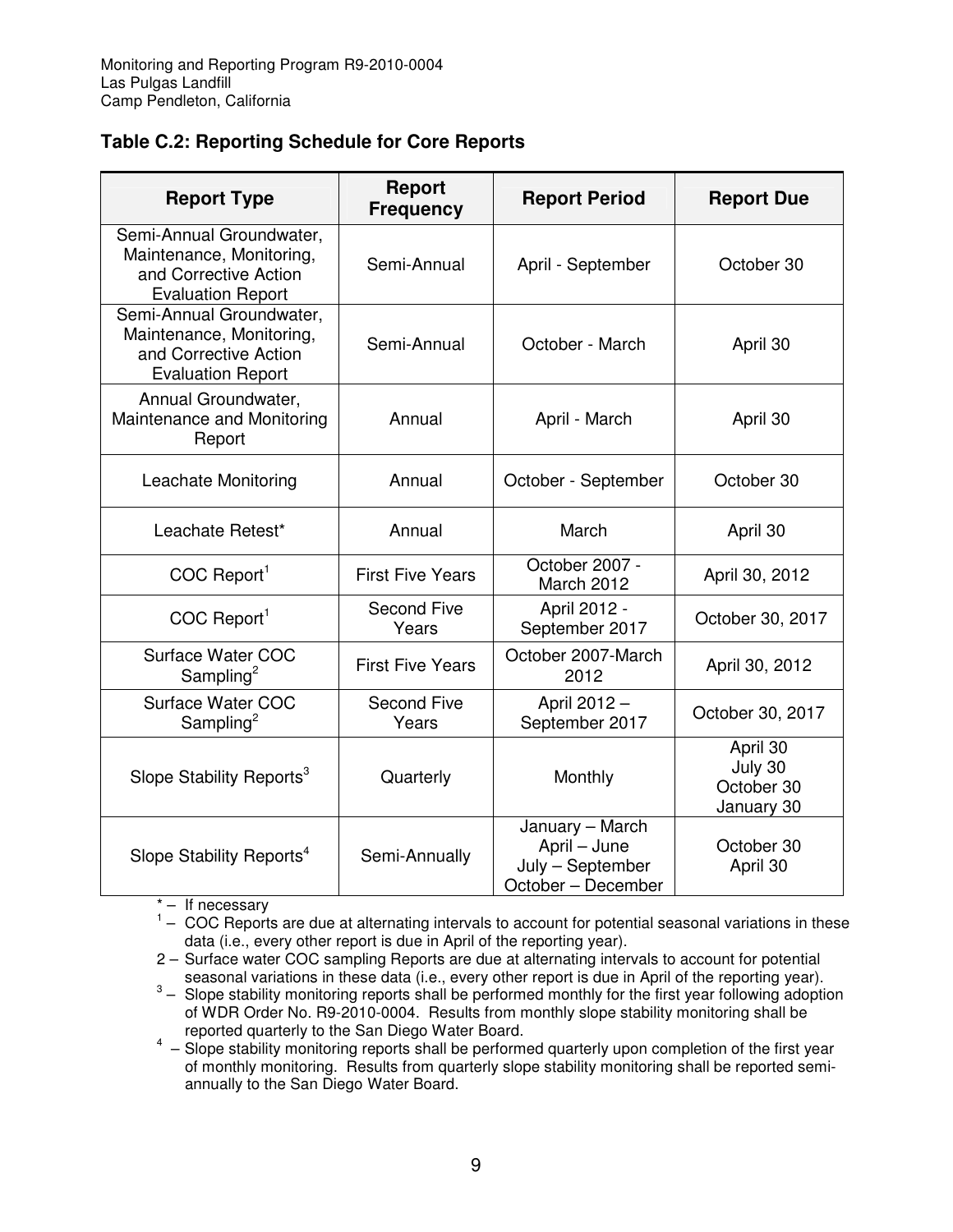Monitoring and Reporting Program R9-2010-0004
Las Pulgas Landfill
Camp Pendleton, California

### Table C.2: Reporting Schedule for Core Reports

| Report Type | Report Frequency | Report Period | Report Due |
|---|---|---|---|
| Semi-Annual Groundwater, Maintenance, Monitoring, and Corrective Action Evaluation Report | Semi-Annual | April - September | October 30 |
| Semi-Annual Groundwater, Maintenance, Monitoring, and Corrective Action Evaluation Report | Semi-Annual | October - March | April 30 |
| Annual Groundwater, Maintenance and Monitoring Report | Annual | April - March | April 30 |
| Leachate Monitoring | Annual | October - September | October 30 |
| Leachate Retest* | Annual | March | April 30 |
| COC Report[1] | First Five Years | October 2007 - March 2012 | April 30, 2012 |
| COC Report[1] | Second Five Years | April 2012 - September 2017 | October 30, 2017 |
| Surface Water COC Sampling[2] | First Five Years | October 2007-March 2012 | April 30, 2012 |
| Surface Water COC Sampling[2] | Second Five Years | April 2012 – September 2017 | October 30, 2017 |
| Slope Stability Reports[3] | Quarterly | Monthly | April 30<br>July 30<br>October 30<br>January 30 |
| Slope Stability Reports[4] | Semi-Annually | January – March<br>April – June<br>July – September<br>October – December | October 30<br>April 30 |

* – If necessary

1 – COC Reports are due at alternating intervals to account for potential seasonal variations in these data (i.e., every other report is due in April of the reporting year).

2 – Surface water COC sampling Reports are due at alternating intervals to account for potential seasonal variations in these data (i.e., every other report is due in April of the reporting year).

3 – Slope stability monitoring reports shall be performed monthly for the first year following adoption of WDR Order No. R9-2010-0004. Results from monthly slope stability monitoring shall be reported quarterly to the San Diego Water Board.

4 – Slope stability monitoring reports shall be performed quarterly upon completion of the first year of monthly monitoring. Results from quarterly slope stability monitoring shall be reported semi-annually to the San Diego Water Board.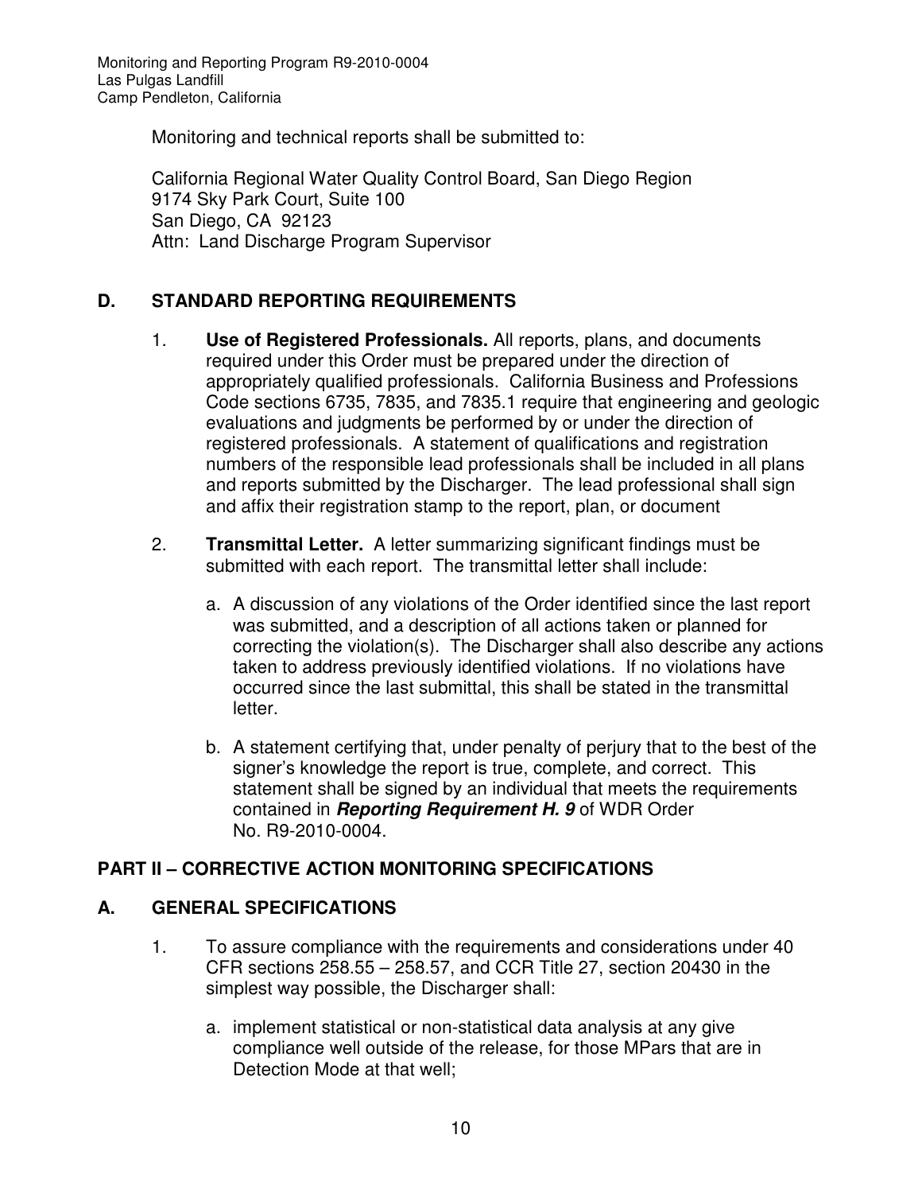Monitoring and technical reports shall be submitted to:

California Regional Water Quality Control Board, San Diego Region
9174 Sky Park Court, Suite 100
San Diego, CA 92123
Attn: Land Discharge Program Supervisor

## D. STANDARD REPORTING REQUIREMENTS

1. **Use of Registered Professionals.** All reports, plans, and documents required under this Order must be prepared under the direction of appropriately qualified professionals. California Business and Professions Code sections 6735, 7835, and 7835.1 require that engineering and geologic evaluations and judgments be performed by or under the direction of registered professionals. A statement of qualifications and registration numbers of the responsible lead professionals shall be included in all plans and reports submitted by the Discharger. The lead professional shall sign and affix their registration stamp to the report, plan, or document

2. **Transmittal Letter.** A letter summarizing significant findings must be submitted with each report. The transmittal letter shall include:

   a. A discussion of any violations of the Order identified since the last report was submitted, and a description of all actions taken or planned for correcting the violation(s). The Discharger shall also describe any actions taken to address previously identified violations. If no violations have occurred since the last submittal, this shall be stated in the transmittal letter.

   b. A statement certifying that, under penalty of perjury that to the best of the signer's knowledge the report is true, complete, and correct. This statement shall be signed by an individual that meets the requirements contained in ***Reporting Requirement H. 9*** of WDR Order No. R9-2010-0004.

# PART II – CORRECTIVE ACTION MONITORING SPECIFICATIONS

## A. GENERAL SPECIFICATIONS

1. To assure compliance with the requirements and considerations under 40 CFR sections 258.55 – 258.57, and CCR Title 27, section 20430 in the simplest way possible, the Discharger shall:

   a. implement statistical or non-statistical data analysis at any give compliance well outside of the release, for those MPars that are in Detection Mode at that well;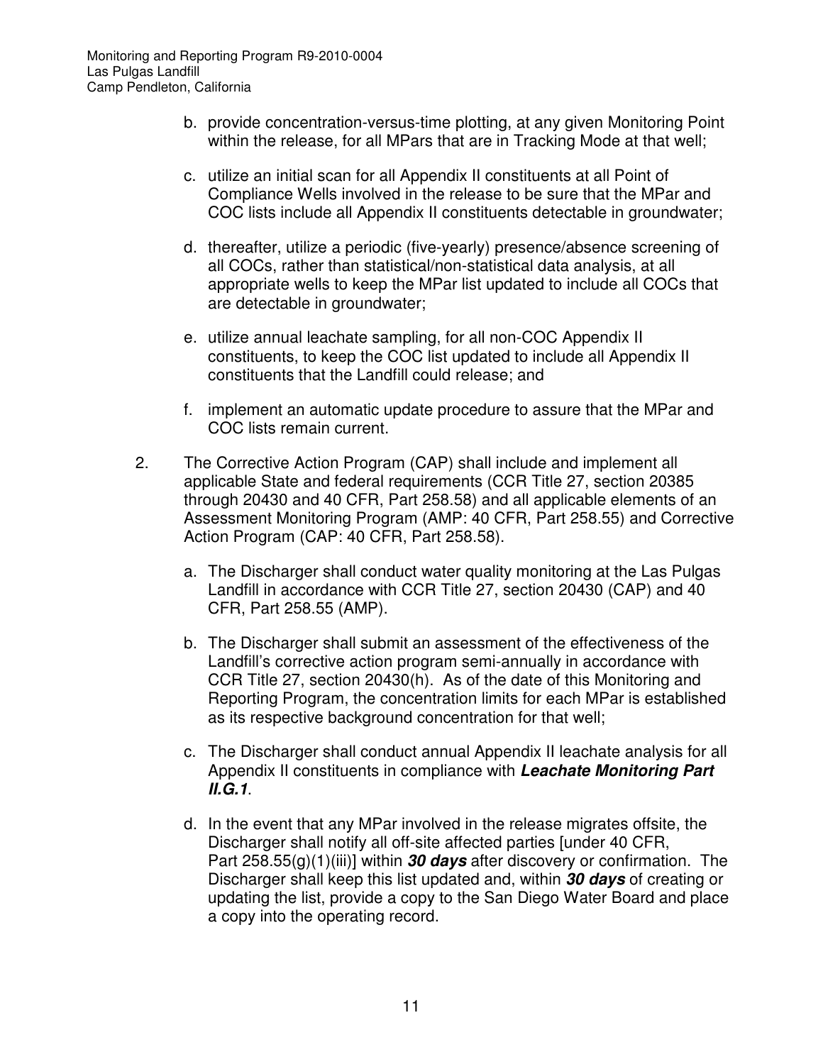b. provide concentration-versus-time plotting, at any given Monitoring Point within the release, for all MPars that are in Tracking Mode at that well;

c. utilize an initial scan for all Appendix II constituents at all Point of Compliance Wells involved in the release to be sure that the MPar and COC lists include all Appendix II constituents detectable in groundwater;

d. thereafter, utilize a periodic (five-yearly) presence/absence screening of all COCs, rather than statistical/non-statistical data analysis, at all appropriate wells to keep the MPar list updated to include all COCs that are detectable in groundwater;

e. utilize annual leachate sampling, for all non-COC Appendix II constituents, to keep the COC list updated to include all Appendix II constituents that the Landfill could release; and

f. implement an automatic update procedure to assure that the MPar and COC lists remain current.

2. The Corrective Action Program (CAP) shall include and implement all applicable State and federal requirements (CCR Title 27, section 20385 through 20430 and 40 CFR, Part 258.58) and all applicable elements of an Assessment Monitoring Program (AMP: 40 CFR, Part 258.55) and Corrective Action Program (CAP: 40 CFR, Part 258.58).

   a. The Discharger shall conduct water quality monitoring at the Las Pulgas Landfill in accordance with CCR Title 27, section 20430 (CAP) and 40 CFR, Part 258.55 (AMP).

   b. The Discharger shall submit an assessment of the effectiveness of the Landfill's corrective action program semi-annually in accordance with CCR Title 27, section 20430(h). As of the date of this Monitoring and Reporting Program, the concentration limits for each MPar is established as its respective background concentration for that well;

   c. The Discharger shall conduct annual Appendix II leachate analysis for all Appendix II constituents in compliance with ***Leachate Monitoring Part II.G.1***.

   d. In the event that any MPar involved in the release migrates offsite, the Discharger shall notify all off-site affected parties [under 40 CFR, Part 258.55(g)(1)(iii)] within ***30 days*** after discovery or confirmation. The Discharger shall keep this list updated and, within ***30 days*** of creating or updating the list, provide a copy to the San Diego Water Board and place a copy into the operating record.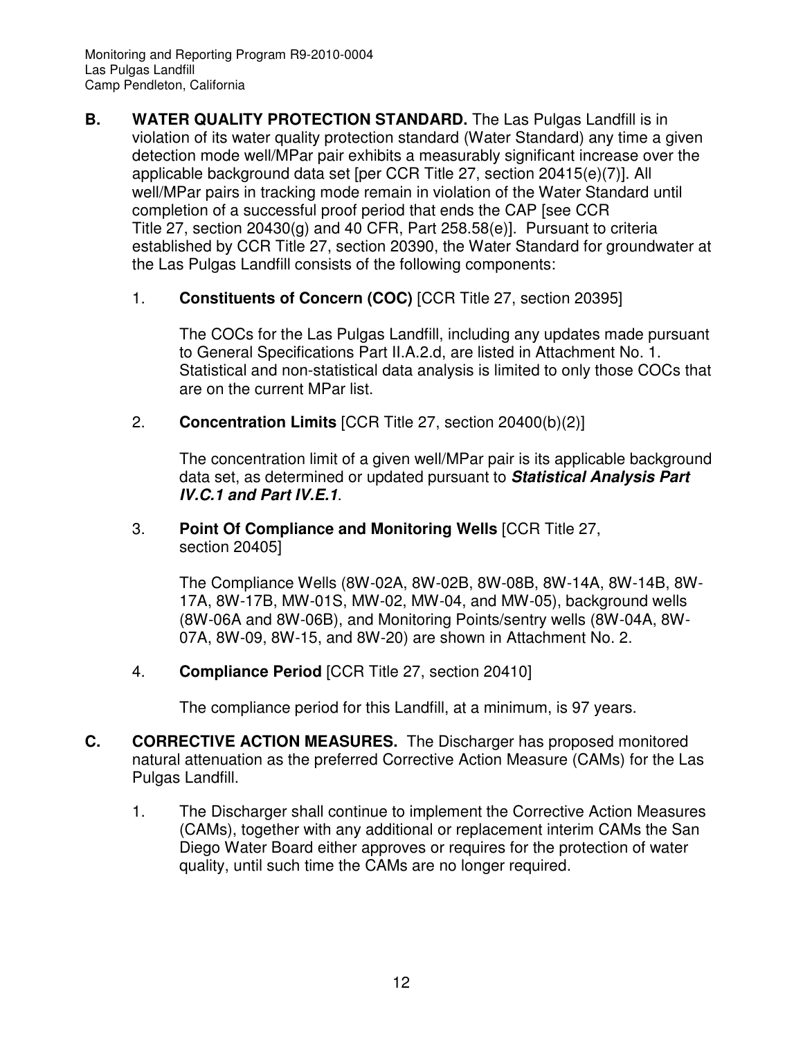**B. WATER QUALITY PROTECTION STANDARD.** The Las Pulgas Landfill is in violation of its water quality protection standard (Water Standard) any time a given detection mode well/MPar pair exhibits a measurably significant increase over the applicable background data set [per CCR Title 27, section 20415(e)(7)]. All well/MPar pairs in tracking mode remain in violation of the Water Standard until completion of a successful proof period that ends the CAP [see CCR Title 27, section 20430(g) and 40 CFR, Part 258.58(e)]. Pursuant to criteria established by CCR Title 27, section 20390, the Water Standard for groundwater at the Las Pulgas Landfill consists of the following components:

1. **Constituents of Concern (COC)** [CCR Title 27, section 20395]

   The COCs for the Las Pulgas Landfill, including any updates made pursuant to General Specifications Part II.A.2.d, are listed in Attachment No. 1. Statistical and non-statistical data analysis is limited to only those COCs that are on the current MPar list.

2. **Concentration Limits** [CCR Title 27, section 20400(b)(2)]

   The concentration limit of a given well/MPar pair is its applicable background data set, as determined or updated pursuant to ***Statistical Analysis Part IV.C.1 and Part IV.E.1***.

3. **Point Of Compliance and Monitoring Wells** [CCR Title 27, section 20405]

   The Compliance Wells (8W-02A, 8W-02B, 8W-08B, 8W-14A, 8W-14B, 8W-17A, 8W-17B, MW-01S, MW-02, MW-04, and MW-05), background wells (8W-06A and 8W-06B), and Monitoring Points/sentry wells (8W-04A, 8W-07A, 8W-09, 8W-15, and 8W-20) are shown in Attachment No. 2.

4. **Compliance Period** [CCR Title 27, section 20410]

   The compliance period for this Landfill, at a minimum, is 97 years.

**C. CORRECTIVE ACTION MEASURES.** The Discharger has proposed monitored natural attenuation as the preferred Corrective Action Measure (CAMs) for the Las Pulgas Landfill.

1. The Discharger shall continue to implement the Corrective Action Measures (CAMs), together with any additional or replacement interim CAMs the San Diego Water Board either approves or requires for the protection of water quality, until such time the CAMs are no longer required.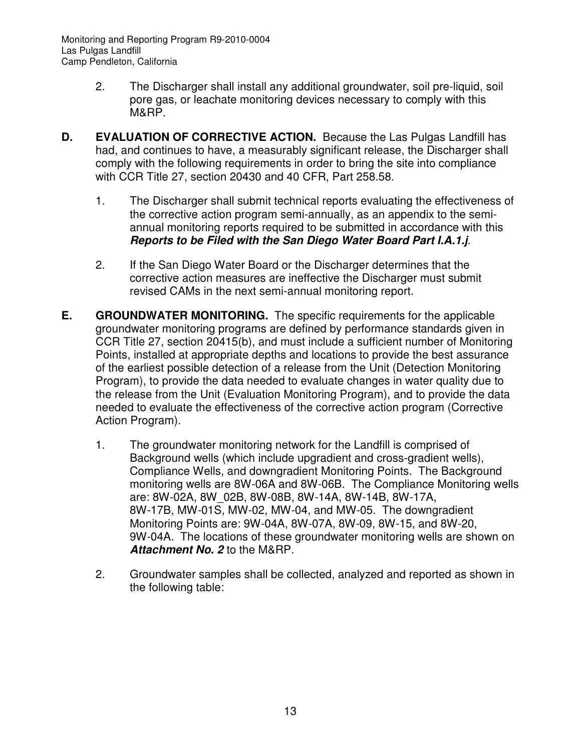2. The Discharger shall install any additional groundwater, soil pre-liquid, soil pore gas, or leachate monitoring devices necessary to comply with this M&RP.

**D. EVALUATION OF CORRECTIVE ACTION.** Because the Las Pulgas Landfill has had, and continues to have, a measurably significant release, the Discharger shall comply with the following requirements in order to bring the site into compliance with CCR Title 27, section 20430 and 40 CFR, Part 258.58.

1. The Discharger shall submit technical reports evaluating the effectiveness of the corrective action program semi-annually, as an appendix to the semi-annual monitoring reports required to be submitted in accordance with this ***Reports to be Filed with the San Diego Water Board Part I.A.1.j***.

2. If the San Diego Water Board or the Discharger determines that the corrective action measures are ineffective the Discharger must submit revised CAMs in the next semi-annual monitoring report.

**E. GROUNDWATER MONITORING.** The specific requirements for the applicable groundwater monitoring programs are defined by performance standards given in CCR Title 27, section 20415(b), and must include a sufficient number of Monitoring Points, installed at appropriate depths and locations to provide the best assurance of the earliest possible detection of a release from the Unit (Detection Monitoring Program), to provide the data needed to evaluate changes in water quality due to the release from the Unit (Evaluation Monitoring Program), and to provide the data needed to evaluate the effectiveness of the corrective action program (Corrective Action Program).

1. The groundwater monitoring network for the Landfill is comprised of Background wells (which include upgradient and cross-gradient wells), Compliance Wells, and downgradient Monitoring Points. The Background monitoring wells are 8W-06A and 8W-06B. The Compliance Monitoring wells are: 8W-02A, 8W_02B, 8W-08B, 8W-14A, 8W-14B, 8W-17A, 8W-17B, MW-01S, MW-02, MW-04, and MW-05. The downgradient Monitoring Points are: 9W-04A, 8W-07A, 8W-09, 8W-15, and 8W-20, 9W-04A. The locations of these groundwater monitoring wells are shown on ***Attachment No. 2*** to the M&RP.

2. Groundwater samples shall be collected, analyzed and reported as shown in the following table: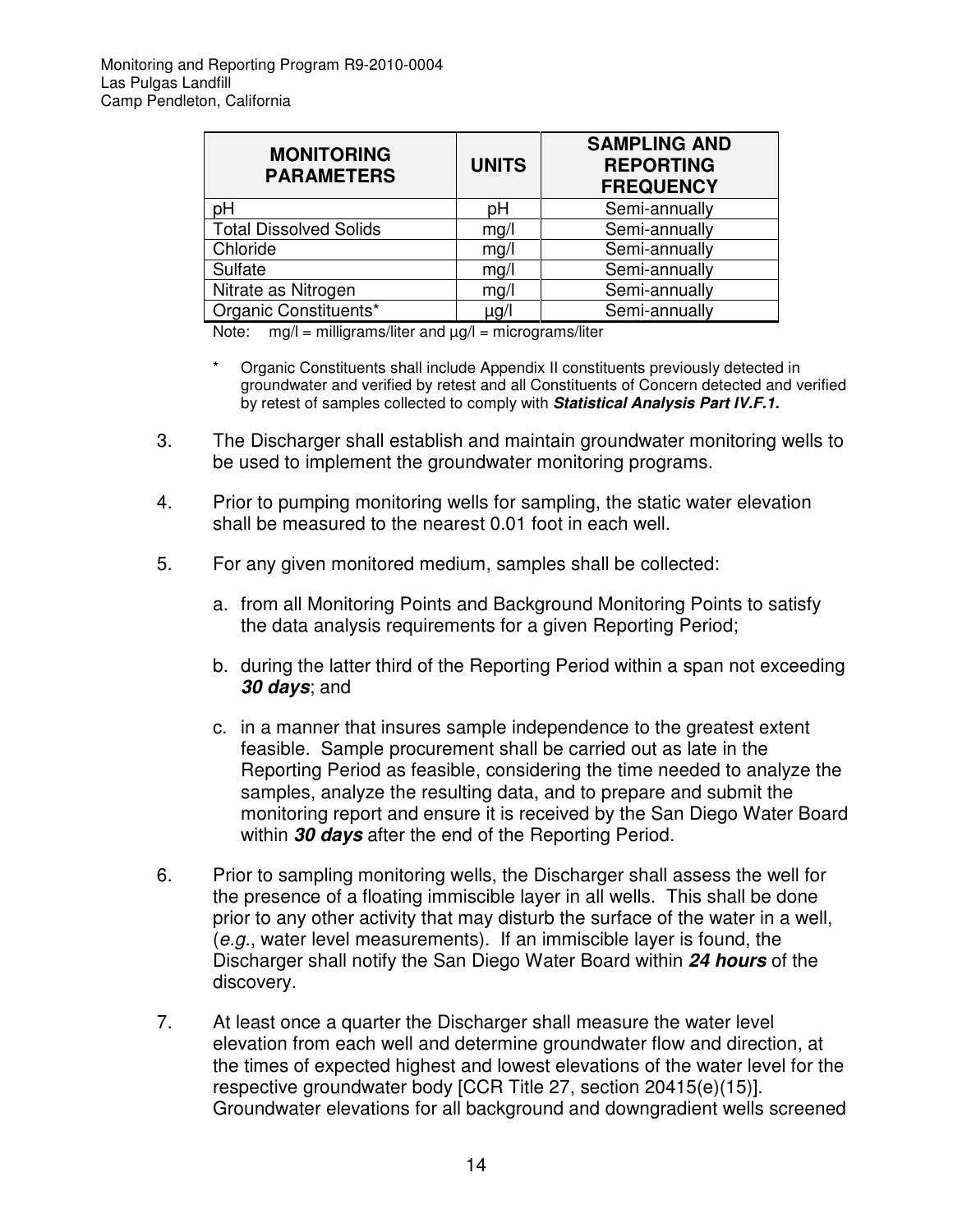| MONITORING PARAMETERS | UNITS | SAMPLING AND REPORTING FREQUENCY |
|---|---|---|
| pH | pH | Semi-annually |
| Total Dissolved Solids | mg/l | Semi-annually |
| Chloride | mg/l | Semi-annually |
| Sulfate | mg/l | Semi-annually |
| Nitrate as Nitrogen | mg/l | Semi-annually |
| Organic Constituents* | µg/l | Semi-annually |

Note: mg/l = milligrams/liter and µg/l = micrograms/liter

\* Organic Constituents shall include Appendix II constituents previously detected in groundwater and verified by retest and all Constituents of Concern detected and verified by retest of samples collected to comply with ***Statistical Analysis Part IV.F.1.***

3. The Discharger shall establish and maintain groundwater monitoring wells to be used to implement the groundwater monitoring programs.

4. Prior to pumping monitoring wells for sampling, the static water elevation shall be measured to the nearest 0.01 foot in each well.

5. For any given monitored medium, samples shall be collected:

   a. from all Monitoring Points and Background Monitoring Points to satisfy the data analysis requirements for a given Reporting Period;

   b. during the latter third of the Reporting Period within a span not exceeding ***30 days***; and

   c. in a manner that insures sample independence to the greatest extent feasible. Sample procurement shall be carried out as late in the Reporting Period as feasible, considering the time needed to analyze the samples, analyze the resulting data, and to prepare and submit the monitoring report and ensure it is received by the San Diego Water Board within ***30 days*** after the end of the Reporting Period.

6. Prior to sampling monitoring wells, the Discharger shall assess the well for the presence of a floating immiscible layer in all wells. This shall be done prior to any other activity that may disturb the surface of the water in a well, (*e.g.*, water level measurements). If an immiscible layer is found, the Discharger shall notify the San Diego Water Board within ***24 hours*** of the discovery.

7. At least once a quarter the Discharger shall measure the water level elevation from each well and determine groundwater flow and direction, at the times of expected highest and lowest elevations of the water level for the respective groundwater body [CCR Title 27, section 20415(e)(15)]. Groundwater elevations for all background and downgradient wells screened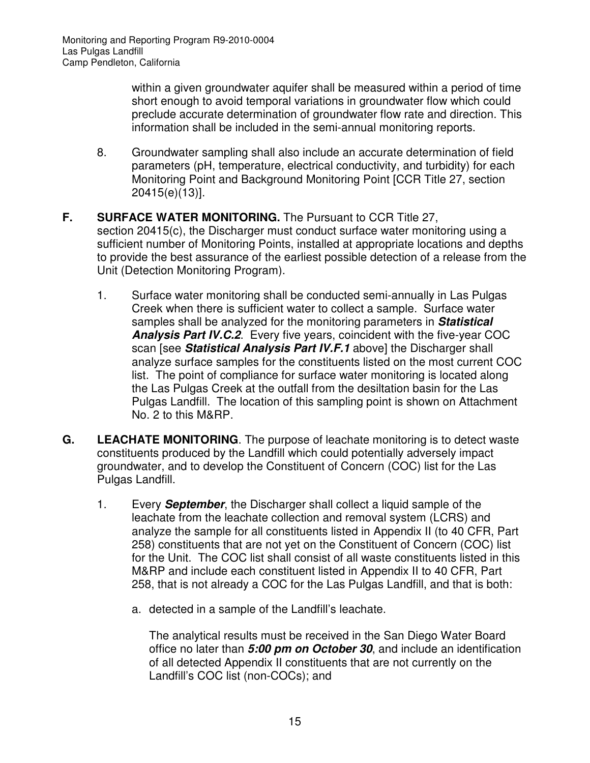within a given groundwater aquifer shall be measured within a period of time short enough to avoid temporal variations in groundwater flow which could preclude accurate determination of groundwater flow rate and direction. This information shall be included in the semi-annual monitoring reports.

8. Groundwater sampling shall also include an accurate determination of field parameters (pH, temperature, electrical conductivity, and turbidity) for each Monitoring Point and Background Monitoring Point [CCR Title 27, section 20415(e)(13)].

**F. SURFACE WATER MONITORING.** The Pursuant to CCR Title 27, section 20415(c), the Discharger must conduct surface water monitoring using a sufficient number of Monitoring Points, installed at appropriate locations and depths to provide the best assurance of the earliest possible detection of a release from the Unit (Detection Monitoring Program).

1. Surface water monitoring shall be conducted semi-annually in Las Pulgas Creek when there is sufficient water to collect a sample. Surface water samples shall be analyzed for the monitoring parameters in ***Statistical Analysis Part IV.C.2***. Every five years, coincident with the five-year COC scan [see ***Statistical Analysis Part IV.F.1*** above] the Discharger shall analyze surface samples for the constituents listed on the most current COC list. The point of compliance for surface water monitoring is located along the Las Pulgas Creek at the outfall from the desiltation basin for the Las Pulgas Landfill. The location of this sampling point is shown on Attachment No. 2 to this M&RP.

**G. LEACHATE MONITORING**. The purpose of leachate monitoring is to detect waste constituents produced by the Landfill which could potentially adversely impact groundwater, and to develop the Constituent of Concern (COC) list for the Las Pulgas Landfill.

1. Every ***September***, the Discharger shall collect a liquid sample of the leachate from the leachate collection and removal system (LCRS) and analyze the sample for all constituents listed in Appendix II (to 40 CFR, Part 258) constituents that are not yet on the Constituent of Concern (COC) list for the Unit. The COC list shall consist of all waste constituents listed in this M&RP and include each constituent listed in Appendix II to 40 CFR, Part 258, that is not already a COC for the Las Pulgas Landfill, and that is both:

   a. detected in a sample of the Landfill's leachate.

      The analytical results must be received in the San Diego Water Board office no later than ***5:00 pm on October 30***, and include an identification of all detected Appendix II constituents that are not currently on the Landfill's COC list (non-COCs); and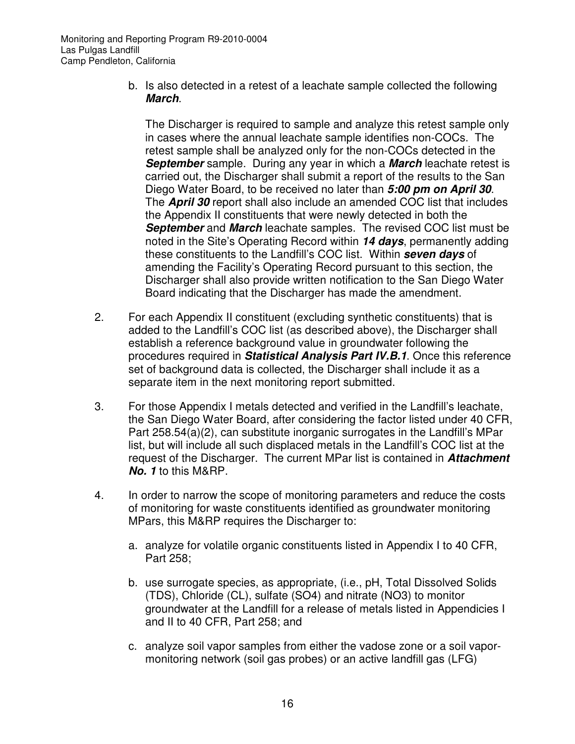b. Is also detected in a retest of a leachate sample collected the following ***March***.

   The Discharger is required to sample and analyze this retest sample only in cases where the annual leachate sample identifies non-COCs. The retest sample shall be analyzed only for the non-COCs detected in the ***September*** sample. During any year in which a ***March*** leachate retest is carried out, the Discharger shall submit a report of the results to the San Diego Water Board, to be received no later than ***5:00 pm on April 30***. The ***April 30*** report shall also include an amended COC list that includes the Appendix II constituents that were newly detected in both the ***September*** and ***March*** leachate samples. The revised COC list must be noted in the Site's Operating Record within ***14 days***, permanently adding these constituents to the Landfill's COC list. Within ***seven days*** of amending the Facility's Operating Record pursuant to this section, the Discharger shall also provide written notification to the San Diego Water Board indicating that the Discharger has made the amendment.

2. For each Appendix II constituent (excluding synthetic constituents) that is added to the Landfill's COC list (as described above), the Discharger shall establish a reference background value in groundwater following the procedures required in ***Statistical Analysis Part IV.B.1***. Once this reference set of background data is collected, the Discharger shall include it as a separate item in the next monitoring report submitted.

3. For those Appendix I metals detected and verified in the Landfill's leachate, the San Diego Water Board, after considering the factor listed under 40 CFR, Part 258.54(a)(2), can substitute inorganic surrogates in the Landfill's MPar list, but will include all such displaced metals in the Landfill's COC list at the request of the Discharger. The current MPar list is contained in ***Attachment No. 1*** to this M&RP.

4. In order to narrow the scope of monitoring parameters and reduce the costs of monitoring for waste constituents identified as groundwater monitoring MPars, this M&RP requires the Discharger to:

   a. analyze for volatile organic constituents listed in Appendix I to 40 CFR, Part 258;

   b. use surrogate species, as appropriate, (i.e., pH, Total Dissolved Solids (TDS), Chloride (CL), sulfate ($SO_4$) and nitrate ($NO_3$) to monitor groundwater at the Landfill for a release of metals listed in Appendicies I and II to 40 CFR, Part 258; and

   c. analyze soil vapor samples from either the vadose zone or a soil vapor-monitoring network (soil gas probes) or an active landfill gas (LFG)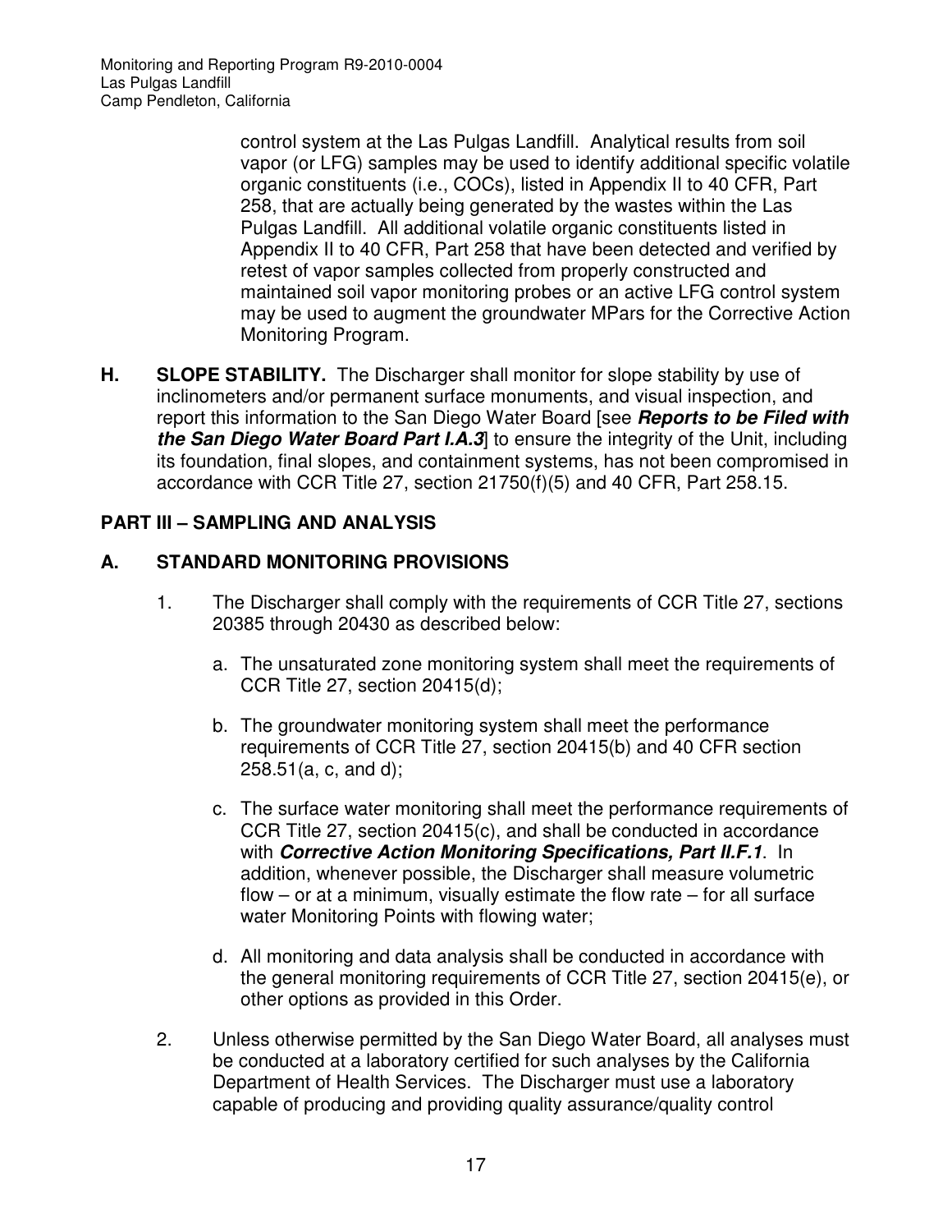control system at the Las Pulgas Landfill. Analytical results from soil vapor (or LFG) samples may be used to identify additional specific volatile organic constituents (i.e., COCs), listed in Appendix II to 40 CFR, Part 258, that are actually being generated by the wastes within the Las Pulgas Landfill. All additional volatile organic constituents listed in Appendix II to 40 CFR, Part 258 that have been detected and verified by retest of vapor samples collected from properly constructed and maintained soil vapor monitoring probes or an active LFG control system may be used to augment the groundwater MPars for the Corrective Action Monitoring Program.

**H. SLOPE STABILITY.** The Discharger shall monitor for slope stability by use of inclinometers and/or permanent surface monuments, and visual inspection, and report this information to the San Diego Water Board [see ***Reports to be Filed with the San Diego Water Board Part I.A.3***] to ensure the integrity of the Unit, including its foundation, final slopes, and containment systems, has not been compromised in accordance with CCR Title 27, section 21750(f)(5) and 40 CFR, Part 258.15.

## PART III – SAMPLING AND ANALYSIS

### A. STANDARD MONITORING PROVISIONS

1. The Discharger shall comply with the requirements of CCR Title 27, sections 20385 through 20430 as described below:

   a. The unsaturated zone monitoring system shall meet the requirements of CCR Title 27, section 20415(d);

   b. The groundwater monitoring system shall meet the performance requirements of CCR Title 27, section 20415(b) and 40 CFR section 258.51(a, c, and d);

   c. The surface water monitoring shall meet the performance requirements of CCR Title 27, section 20415(c), and shall be conducted in accordance with ***Corrective Action Monitoring Specifications, Part II.F.1***. In addition, whenever possible, the Discharger shall measure volumetric flow – or at a minimum, visually estimate the flow rate – for all surface water Monitoring Points with flowing water;

   d. All monitoring and data analysis shall be conducted in accordance with the general monitoring requirements of CCR Title 27, section 20415(e), or other options as provided in this Order.

2. Unless otherwise permitted by the San Diego Water Board, all analyses must be conducted at a laboratory certified for such analyses by the California Department of Health Services. The Discharger must use a laboratory capable of producing and providing quality assurance/quality control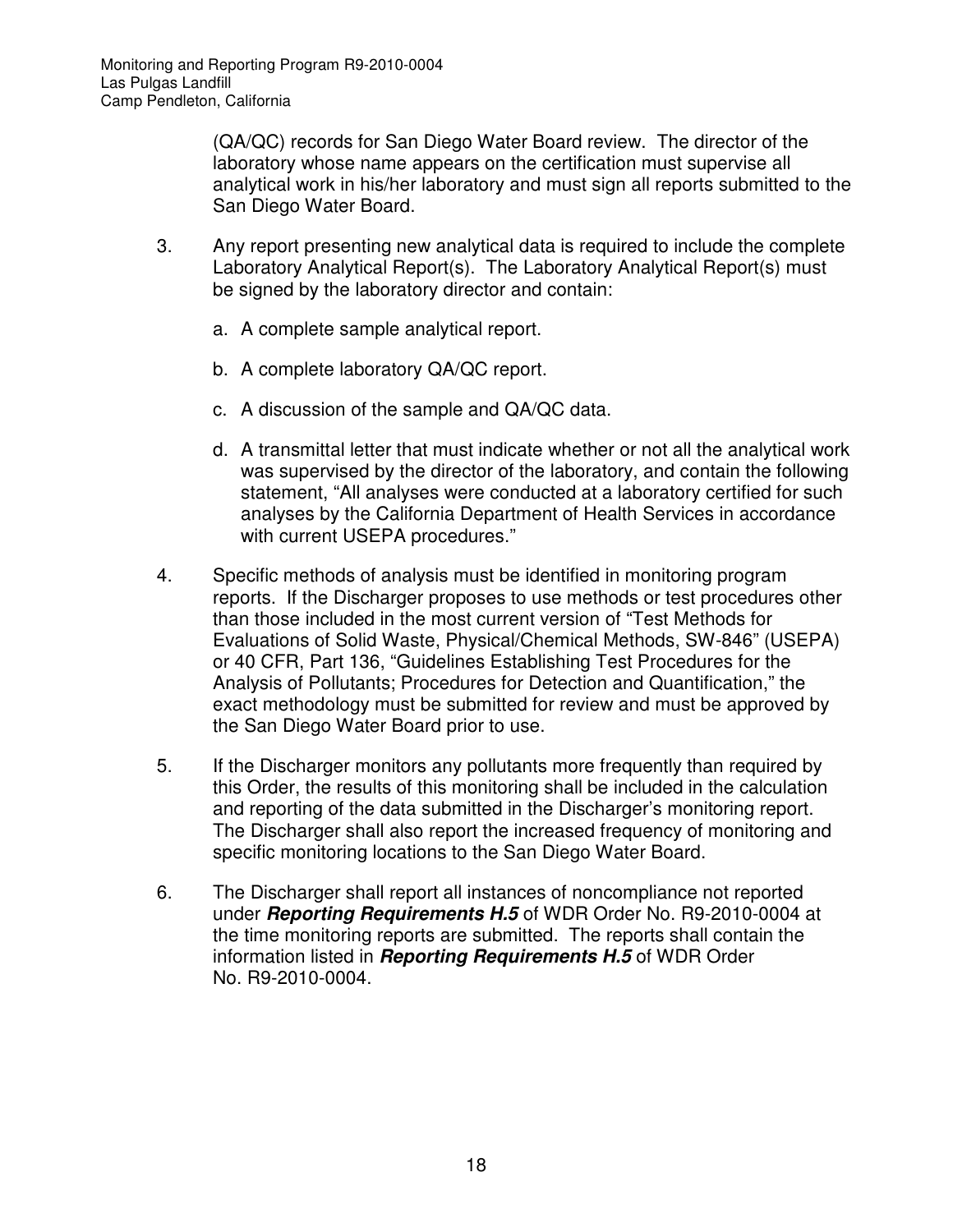(QA/QC) records for San Diego Water Board review. The director of the laboratory whose name appears on the certification must supervise all analytical work in his/her laboratory and must sign all reports submitted to the San Diego Water Board.

3. Any report presenting new analytical data is required to include the complete Laboratory Analytical Report(s). The Laboratory Analytical Report(s) must be signed by the laboratory director and contain:

   a. A complete sample analytical report.

   b. A complete laboratory QA/QC report.

   c. A discussion of the sample and QA/QC data.

   d. A transmittal letter that must indicate whether or not all the analytical work was supervised by the director of the laboratory, and contain the following statement, "All analyses were conducted at a laboratory certified for such analyses by the California Department of Health Services in accordance with current USEPA procedures."

4. Specific methods of analysis must be identified in monitoring program reports. If the Discharger proposes to use methods or test procedures other than those included in the most current version of "Test Methods for Evaluations of Solid Waste, Physical/Chemical Methods, SW-846" (USEPA) or 40 CFR, Part 136, "Guidelines Establishing Test Procedures for the Analysis of Pollutants; Procedures for Detection and Quantification," the exact methodology must be submitted for review and must be approved by the San Diego Water Board prior to use.

5. If the Discharger monitors any pollutants more frequently than required by this Order, the results of this monitoring shall be included in the calculation and reporting of the data submitted in the Discharger's monitoring report. The Discharger shall also report the increased frequency of monitoring and specific monitoring locations to the San Diego Water Board.

6. The Discharger shall report all instances of noncompliance not reported under ***Reporting Requirements H.5*** of WDR Order No. R9-2010-0004 at the time monitoring reports are submitted. The reports shall contain the information listed in ***Reporting Requirements H.5*** of WDR Order No. R9-2010-0004.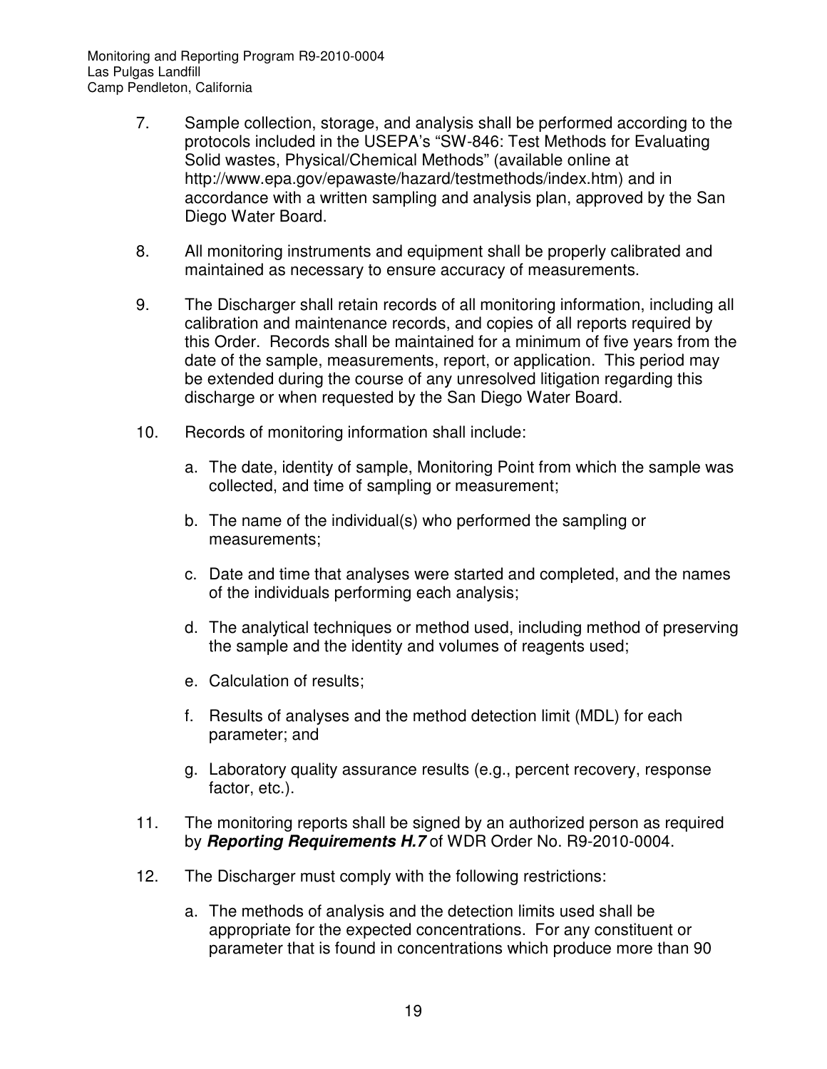7. Sample collection, storage, and analysis shall be performed according to the protocols included in the USEPA's "SW-846: Test Methods for Evaluating Solid wastes, Physical/Chemical Methods" (available online at http://www.epa.gov/epawaste/hazard/testmethods/index.htm) and in accordance with a written sampling and analysis plan, approved by the San Diego Water Board.

8. All monitoring instruments and equipment shall be properly calibrated and maintained as necessary to ensure accuracy of measurements.

9. The Discharger shall retain records of all monitoring information, including all calibration and maintenance records, and copies of all reports required by this Order. Records shall be maintained for a minimum of five years from the date of the sample, measurements, report, or application. This period may be extended during the course of any unresolved litigation regarding this discharge or when requested by the San Diego Water Board.

10. Records of monitoring information shall include:

    a. The date, identity of sample, Monitoring Point from which the sample was collected, and time of sampling or measurement;

    b. The name of the individual(s) who performed the sampling or measurements;

    c. Date and time that analyses were started and completed, and the names of the individuals performing each analysis;

    d. The analytical techniques or method used, including method of preserving the sample and the identity and volumes of reagents used;

    e. Calculation of results;

    f. Results of analyses and the method detection limit (MDL) for each parameter; and

    g. Laboratory quality assurance results (e.g., percent recovery, response factor, etc.).

11. The monitoring reports shall be signed by an authorized person as required by ***Reporting Requirements H.7*** of WDR Order No. R9-2010-0004.

12. The Discharger must comply with the following restrictions:

    a. The methods of analysis and the detection limits used shall be appropriate for the expected concentrations. For any constituent or parameter that is found in concentrations which produce more than 90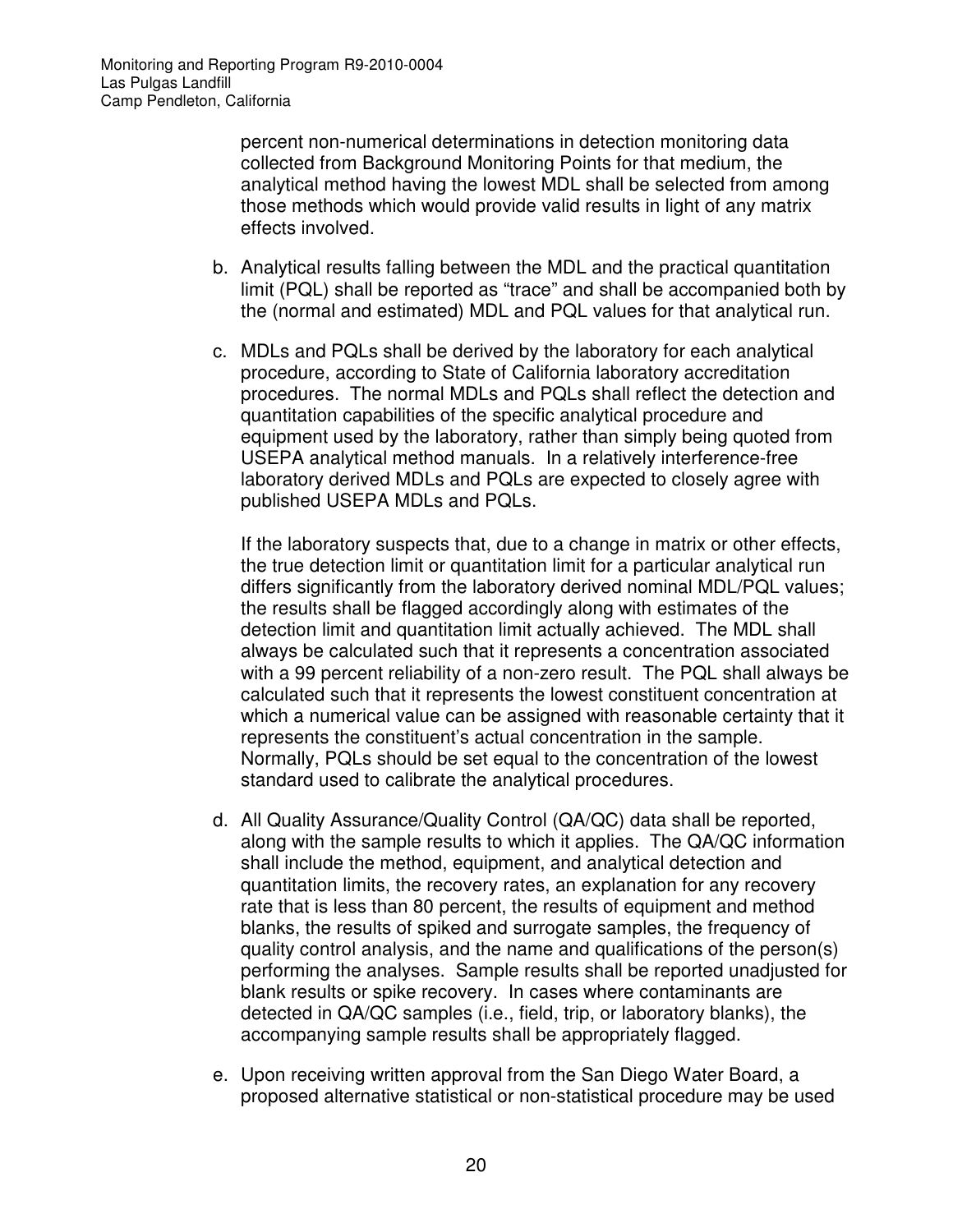percent non-numerical determinations in detection monitoring data collected from Background Monitoring Points for that medium, the analytical method having the lowest MDL shall be selected from among those methods which would provide valid results in light of any matrix effects involved.

b. Analytical results falling between the MDL and the practical quantitation limit (PQL) shall be reported as "trace" and shall be accompanied both by the (normal and estimated) MDL and PQL values for that analytical run.

c. MDLs and PQLs shall be derived by the laboratory for each analytical procedure, according to State of California laboratory accreditation procedures. The normal MDLs and PQLs shall reflect the detection and quantitation capabilities of the specific analytical procedure and equipment used by the laboratory, rather than simply being quoted from USEPA analytical method manuals. In a relatively interference-free laboratory derived MDLs and PQLs are expected to closely agree with published USEPA MDLs and PQLs.

   If the laboratory suspects that, due to a change in matrix or other effects, the true detection limit or quantitation limit for a particular analytical run differs significantly from the laboratory derived nominal MDL/PQL values; the results shall be flagged accordingly along with estimates of the detection limit and quantitation limit actually achieved. The MDL shall always be calculated such that it represents a concentration associated with a 99 percent reliability of a non-zero result. The PQL shall always be calculated such that it represents the lowest constituent concentration at which a numerical value can be assigned with reasonable certainty that it represents the constituent's actual concentration in the sample. Normally, PQLs should be set equal to the concentration of the lowest standard used to calibrate the analytical procedures.

d. All Quality Assurance/Quality Control (QA/QC) data shall be reported, along with the sample results to which it applies. The QA/QC information shall include the method, equipment, and analytical detection and quantitation limits, the recovery rates, an explanation for any recovery rate that is less than 80 percent, the results of equipment and method blanks, the results of spiked and surrogate samples, the frequency of quality control analysis, and the name and qualifications of the person(s) performing the analyses. Sample results shall be reported unadjusted for blank results or spike recovery. In cases where contaminants are detected in QA/QC samples (i.e., field, trip, or laboratory blanks), the accompanying sample results shall be appropriately flagged.

e. Upon receiving written approval from the San Diego Water Board, a proposed alternative statistical or non-statistical procedure may be used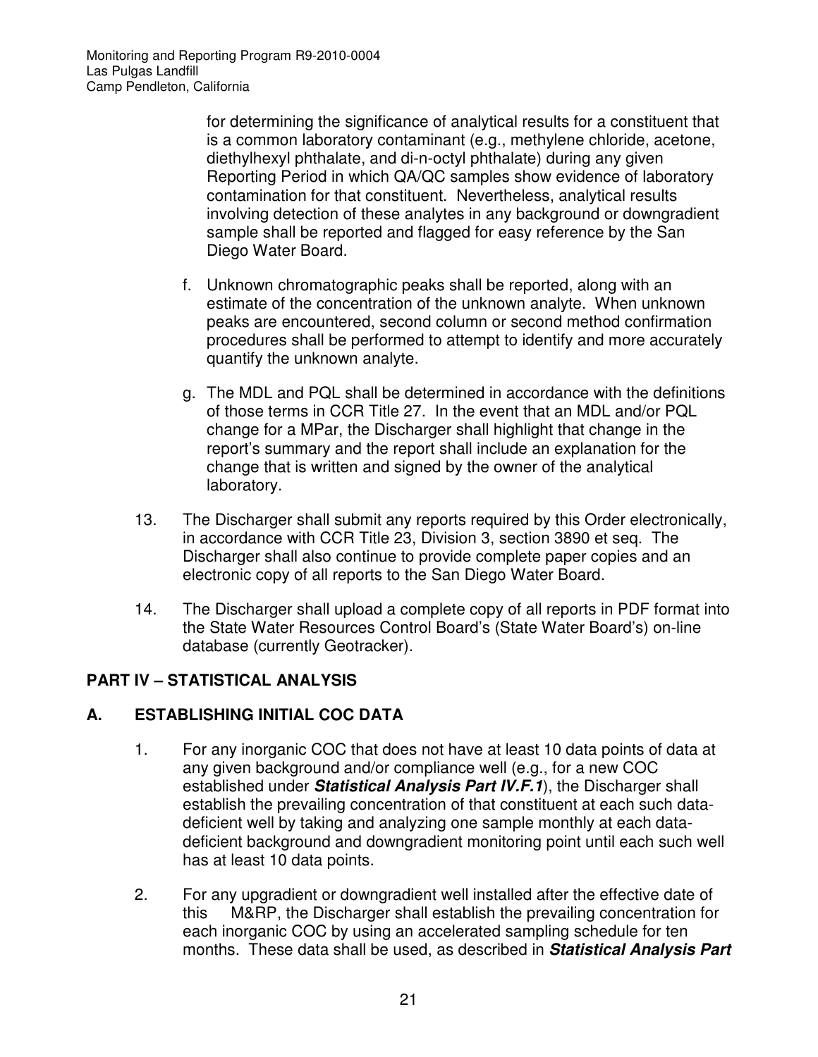for determining the significance of analytical results for a constituent that is a common laboratory contaminant (e.g., methylene chloride, acetone, diethylhexyl phthalate, and di-n-octyl phthalate) during any given Reporting Period in which QA/QC samples show evidence of laboratory contamination for that constituent. Nevertheless, analytical results involving detection of these analytes in any background or downgradient sample shall be reported and flagged for easy reference by the San Diego Water Board.

f. Unknown chromatographic peaks shall be reported, along with an estimate of the concentration of the unknown analyte. When unknown peaks are encountered, second column or second method confirmation procedures shall be performed to attempt to identify and more accurately quantify the unknown analyte.

g. The MDL and PQL shall be determined in accordance with the definitions of those terms in CCR Title 27. In the event that an MDL and/or PQL change for a MPar, the Discharger shall highlight that change in the report's summary and the report shall include an explanation for the change that is written and signed by the owner of the analytical laboratory.

13. The Discharger shall submit any reports required by this Order electronically, in accordance with CCR Title 23, Division 3, section 3890 et seq. The Discharger shall also continue to provide complete paper copies and an electronic copy of all reports to the San Diego Water Board.

14. The Discharger shall upload a complete copy of all reports in PDF format into the State Water Resources Control Board's (State Water Board's) on-line database (currently Geotracker).

## PART IV – STATISTICAL ANALYSIS

### A. ESTABLISHING INITIAL COC DATA

1. For any inorganic COC that does not have at least 10 data points of data at any given background and/or compliance well (e.g., for a new COC established under ***Statistical Analysis Part IV.F.1***), the Discharger shall establish the prevailing concentration of that constituent at each such data-deficient well by taking and analyzing one sample monthly at each data-deficient background and downgradient monitoring point until each such well has at least 10 data points.

2. For any upgradient or downgradient well installed after the effective date of this M&RP, the Discharger shall establish the prevailing concentration for each inorganic COC by using an accelerated sampling schedule for ten months. These data shall be used, as described in ***Statistical Analysis Part***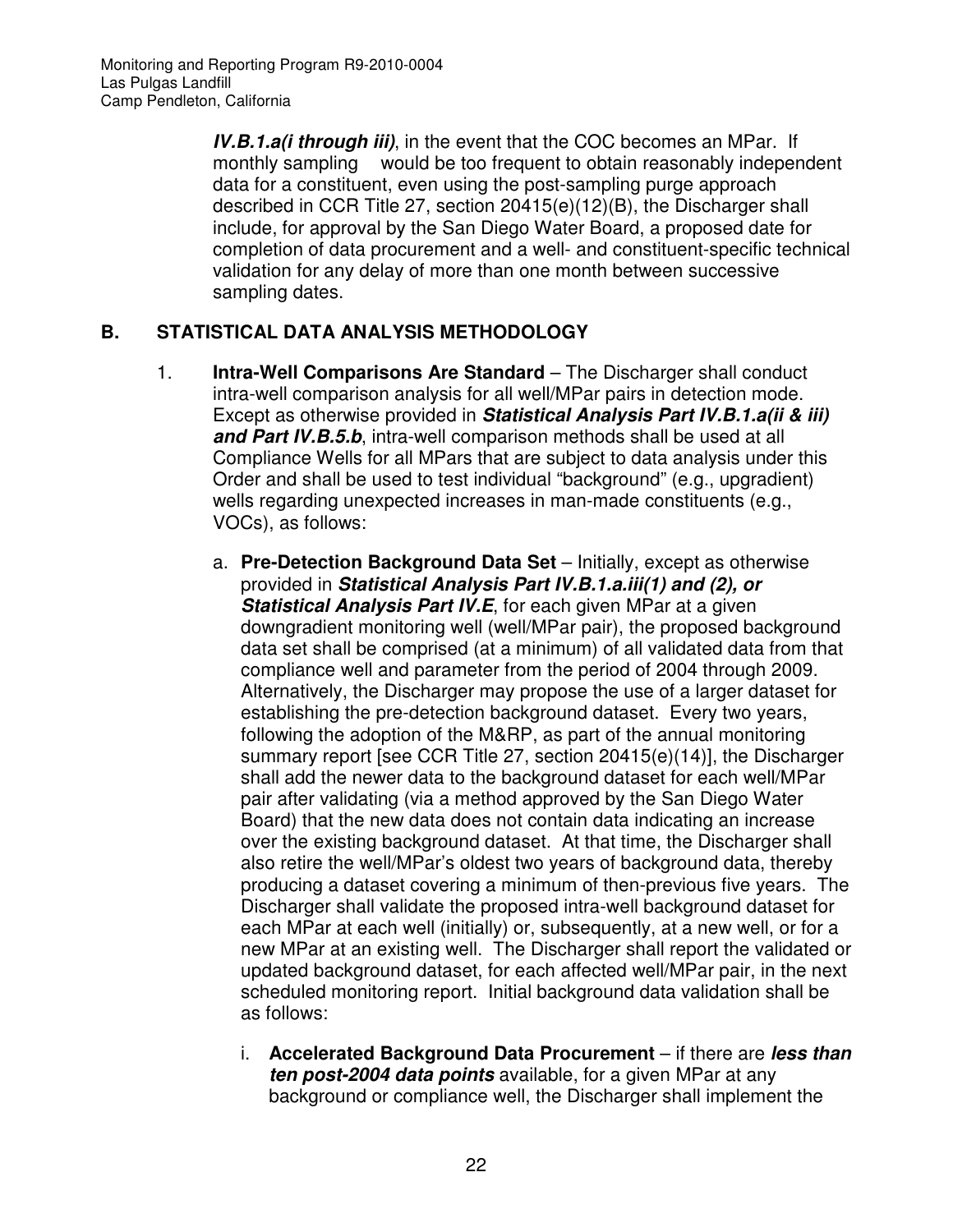***IV.B.1.a(i through iii)***, in the event that the COC becomes an MPar. If monthly sampling would be too frequent to obtain reasonably independent data for a constituent, even using the post-sampling purge approach described in CCR Title 27, section 20415(e)(12)(B), the Discharger shall include, for approval by the San Diego Water Board, a proposed date for completion of data procurement and a well- and constituent-specific technical validation for any delay of more than one month between successive sampling dates.

## B. STATISTICAL DATA ANALYSIS METHODOLOGY

1. **Intra-Well Comparisons Are Standard** – The Discharger shall conduct intra-well comparison analysis for all well/MPar pairs in detection mode. Except as otherwise provided in ***Statistical Analysis Part IV.B.1.a(ii & iii) and Part IV.B.5.b***, intra-well comparison methods shall be used at all Compliance Wells for all MPars that are subject to data analysis under this Order and shall be used to test individual "background" (e.g., upgradient) wells regarding unexpected increases in man-made constituents (e.g., VOCs), as follows:

   a. **Pre-Detection Background Data Set** – Initially, except as otherwise provided in ***Statistical Analysis Part IV.B.1.a.iii(1) and (2), or Statistical Analysis Part IV.E***, for each given MPar at a given downgradient monitoring well (well/MPar pair), the proposed background data set shall be comprised (at a minimum) of all validated data from that compliance well and parameter from the period of 2004 through 2009. Alternatively, the Discharger may propose the use of a larger dataset for establishing the pre-detection background dataset. Every two years, following the adoption of the M&RP, as part of the annual monitoring summary report [see CCR Title 27, section 20415(e)(14)], the Discharger shall add the newer data to the background dataset for each well/MPar pair after validating (via a method approved by the San Diego Water Board) that the new data does not contain data indicating an increase over the existing background dataset. At that time, the Discharger shall also retire the well/MPar's oldest two years of background data, thereby producing a dataset covering a minimum of then-previous five years. The Discharger shall validate the proposed intra-well background dataset for each MPar at each well (initially) or, subsequently, at a new well, or for a new MPar at an existing well. The Discharger shall report the validated or updated background dataset, for each affected well/MPar pair, in the next scheduled monitoring report. Initial background data validation shall be as follows:

      i. **Accelerated Background Data Procurement** – if there are ***less than ten post-2004 data points*** available, for a given MPar at any background or compliance well, the Discharger shall implement the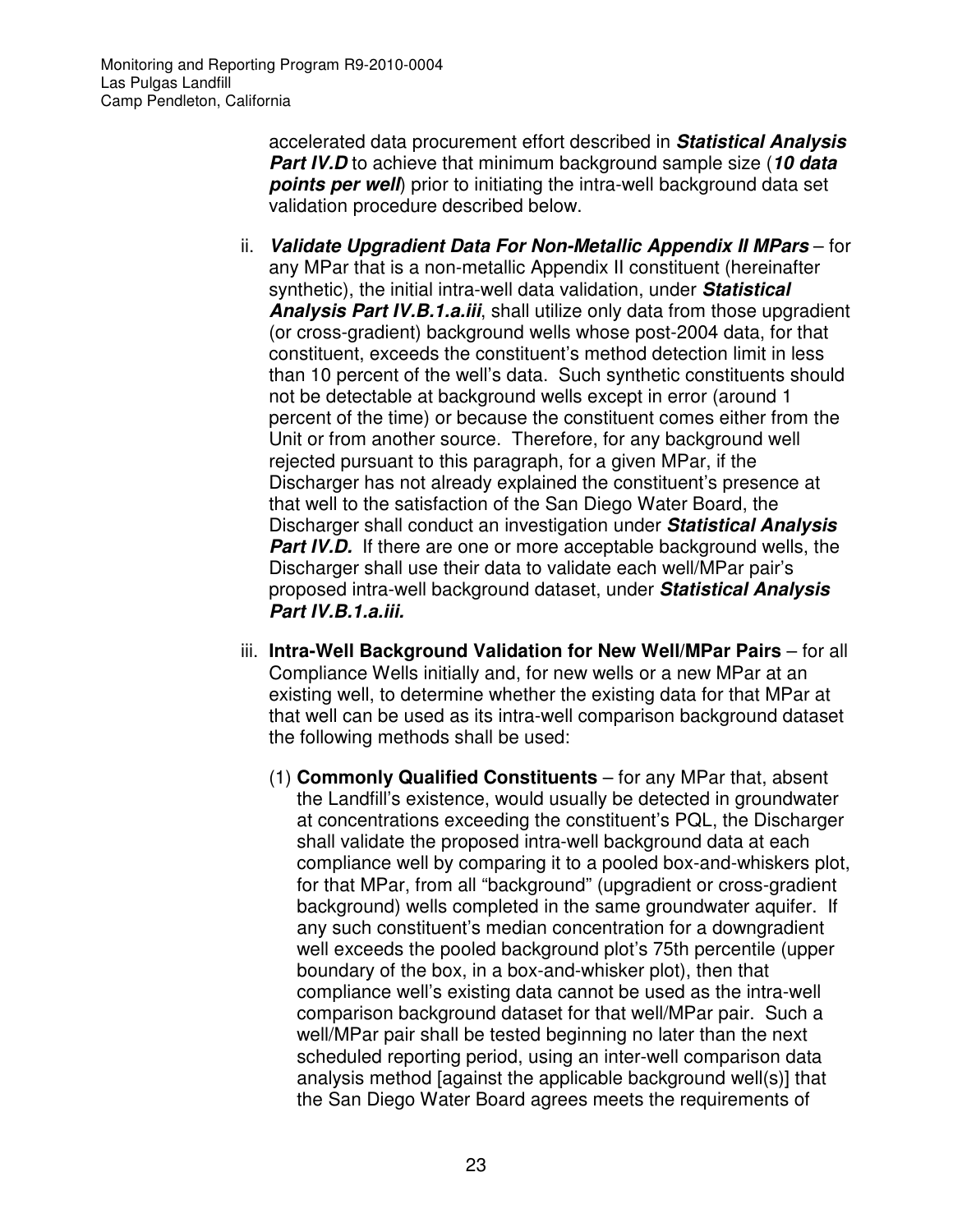accelerated data procurement effort described in ***Statistical Analysis Part IV.D*** to achieve that minimum background sample size (***10 data points per well***) prior to initiating the intra-well background data set validation procedure described below.

ii. ***Validate Upgradient Data For Non-Metallic Appendix II MPars*** – for any MPar that is a non-metallic Appendix II constituent (hereinafter synthetic), the initial intra-well data validation, under ***Statistical Analysis Part IV.B.1.a.iii***, shall utilize only data from those upgradient (or cross-gradient) background wells whose post-2004 data, for that constituent, exceeds the constituent's method detection limit in less than 10 percent of the well's data. Such synthetic constituents should not be detectable at background wells except in error (around 1 percent of the time) or because the constituent comes either from the Unit or from another source. Therefore, for any background well rejected pursuant to this paragraph, for a given MPar, if the Discharger has not already explained the constituent's presence at that well to the satisfaction of the San Diego Water Board, the Discharger shall conduct an investigation under ***Statistical Analysis Part IV.D.*** If there are one or more acceptable background wells, the Discharger shall use their data to validate each well/MPar pair's proposed intra-well background dataset, under ***Statistical Analysis Part IV.B.1.a.iii.***

iii. **Intra-Well Background Validation for New Well/MPar Pairs** – for all Compliance Wells initially and, for new wells or a new MPar at an existing well, to determine whether the existing data for that MPar at that well can be used as its intra-well comparison background dataset the following methods shall be used:

   (1) **Commonly Qualified Constituents** – for any MPar that, absent the Landfill's existence, would usually be detected in groundwater at concentrations exceeding the constituent's PQL, the Discharger shall validate the proposed intra-well background data at each compliance well by comparing it to a pooled box-and-whiskers plot, for that MPar, from all "background" (upgradient or cross-gradient background) wells completed in the same groundwater aquifer. If any such constituent's median concentration for a downgradient well exceeds the pooled background plot's 75th percentile (upper boundary of the box, in a box-and-whisker plot), then that compliance well's existing data cannot be used as the intra-well comparison background dataset for that well/MPar pair. Such a well/MPar pair shall be tested beginning no later than the next scheduled reporting period, using an inter-well comparison data analysis method [against the applicable background well(s)] that the San Diego Water Board agrees meets the requirements of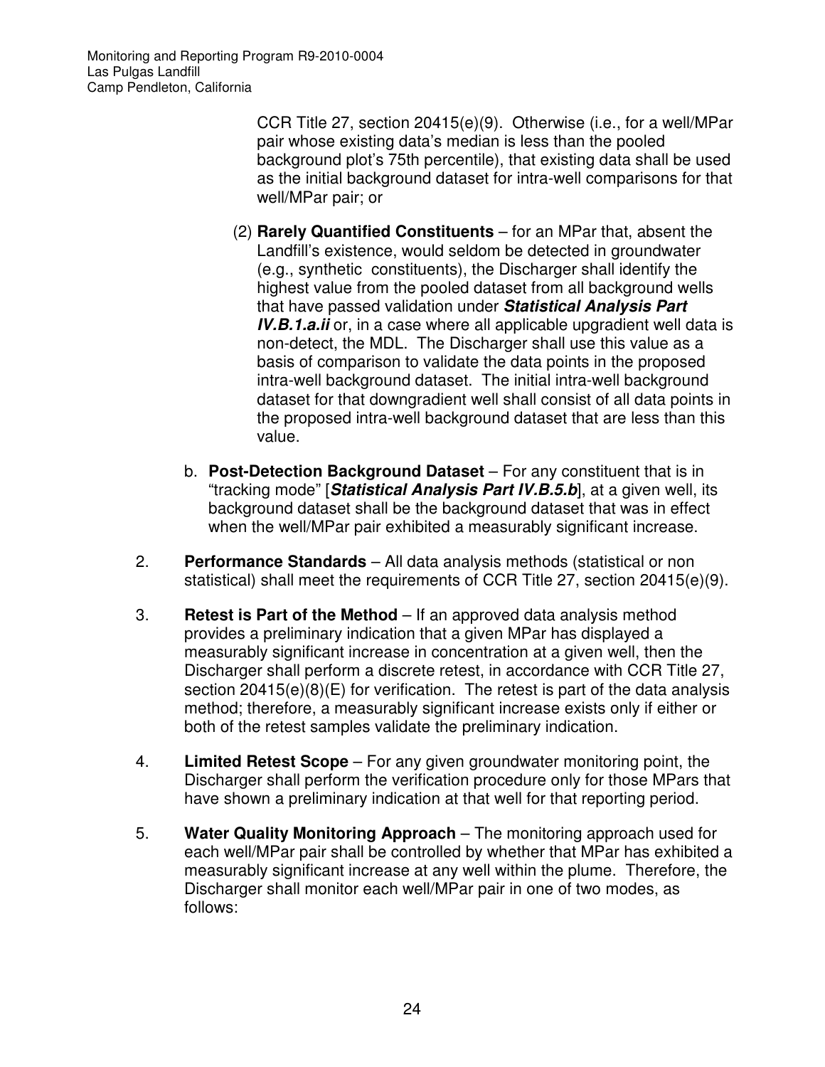CCR Title 27, section 20415(e)(9). Otherwise (i.e., for a well/MPar pair whose existing data's median is less than the pooled background plot's 75th percentile), that existing data shall be used as the initial background dataset for intra-well comparisons for that well/MPar pair; or

(2) **Rarely Quantified Constituents** – for an MPar that, absent the Landfill's existence, would seldom be detected in groundwater (e.g., synthetic constituents), the Discharger shall identify the highest value from the pooled dataset from all background wells that have passed validation under ***Statistical Analysis Part IV.B.1.a.ii*** or, in a case where all applicable upgradient well data is non-detect, the MDL. The Discharger shall use this value as a basis of comparison to validate the data points in the proposed intra-well background dataset. The initial intra-well background dataset for that downgradient well shall consist of all data points in the proposed intra-well background dataset that are less than this value.

b. **Post-Detection Background Dataset** – For any constituent that is in "tracking mode" [***Statistical Analysis Part IV.B.5.b***], at a given well, its background dataset shall be the background dataset that was in effect when the well/MPar pair exhibited a measurably significant increase.

2. **Performance Standards** – All data analysis methods (statistical or non statistical) shall meet the requirements of CCR Title 27, section 20415(e)(9).

3. **Retest is Part of the Method** – If an approved data analysis method provides a preliminary indication that a given MPar has displayed a measurably significant increase in concentration at a given well, then the Discharger shall perform a discrete retest, in accordance with CCR Title 27, section 20415(e)(8)(E) for verification. The retest is part of the data analysis method; therefore, a measurably significant increase exists only if either or both of the retest samples validate the preliminary indication.

4. **Limited Retest Scope** – For any given groundwater monitoring point, the Discharger shall perform the verification procedure only for those MPars that have shown a preliminary indication at that well for that reporting period.

5. **Water Quality Monitoring Approach** – The monitoring approach used for each well/MPar pair shall be controlled by whether that MPar has exhibited a measurably significant increase at any well within the plume. Therefore, the Discharger shall monitor each well/MPar pair in one of two modes, as follows: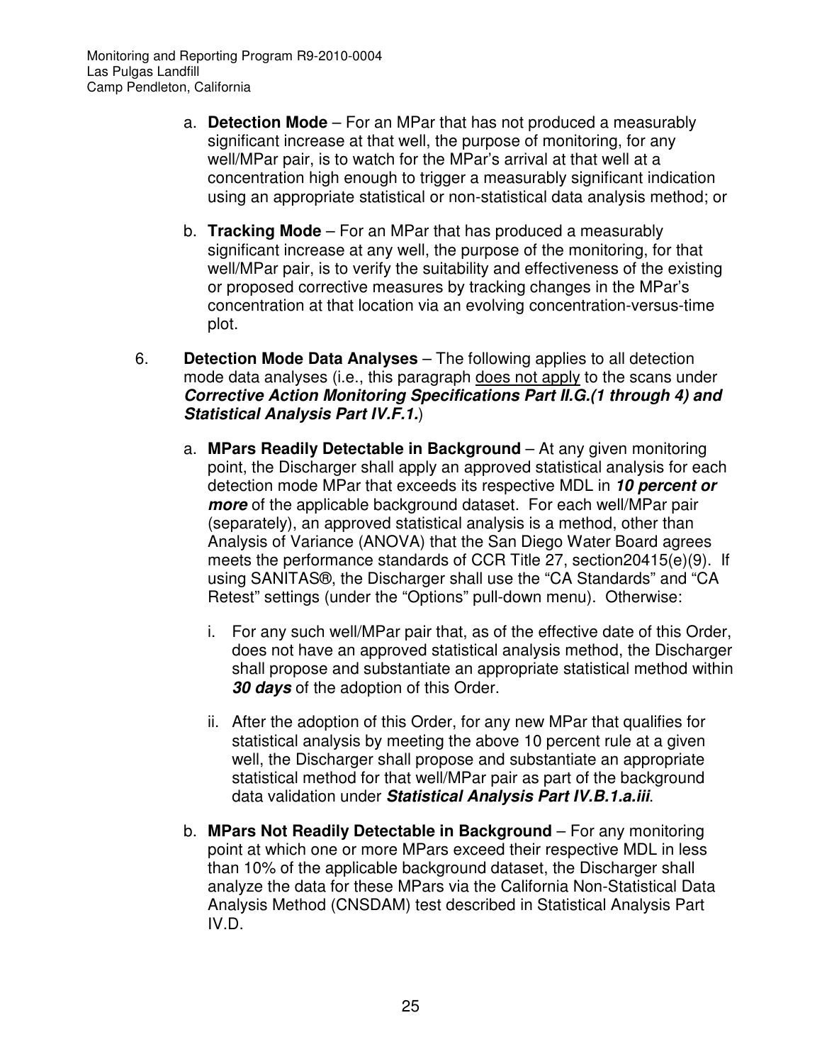a. **Detection Mode** – For an MPar that has not produced a measurably significant increase at that well, the purpose of monitoring, for any well/MPar pair, is to watch for the MPar's arrival at that well at a concentration high enough to trigger a measurably significant indication using an appropriate statistical or non-statistical data analysis method; or

b. **Tracking Mode** – For an MPar that has produced a measurably significant increase at any well, the purpose of the monitoring, for that well/MPar pair, is to verify the suitability and effectiveness of the existing or proposed corrective measures by tracking changes in the MPar's concentration at that location via an evolving concentration-versus-time plot.

6. **Detection Mode Data Analyses** – The following applies to all detection mode data analyses (i.e., this paragraph <u>does not apply</u> to the scans under ***Corrective Action Monitoring Specifications Part II.G.(1 through 4) and Statistical Analysis Part IV.F.1.***)

   a. **MPars Readily Detectable in Background** – At any given monitoring point, the Discharger shall apply an approved statistical analysis for each detection mode MPar that exceeds its respective MDL in ***10 percent or more*** of the applicable background dataset. For each well/MPar pair (separately), an approved statistical analysis is a method, other than Analysis of Variance (ANOVA) that the San Diego Water Board agrees meets the performance standards of CCR Title 27, section20415(e)(9). If using SANITAS®, the Discharger shall use the "CA Standards" and "CA Retest" settings (under the "Options" pull-down menu). Otherwise:

      i. For any such well/MPar pair that, as of the effective date of this Order, does not have an approved statistical analysis method, the Discharger shall propose and substantiate an appropriate statistical method within ***30 days*** of the adoption of this Order.

      ii. After the adoption of this Order, for any new MPar that qualifies for statistical analysis by meeting the above 10 percent rule at a given well, the Discharger shall propose and substantiate an appropriate statistical method for that well/MPar pair as part of the background data validation under ***Statistical Analysis Part IV.B.1.a.iii***.

   b. **MPars Not Readily Detectable in Background** – For any monitoring point at which one or more MPars exceed their respective MDL in less than 10% of the applicable background dataset, the Discharger shall analyze the data for these MPars via the California Non-Statistical Data Analysis Method (CNSDAM) test described in Statistical Analysis Part IV.D.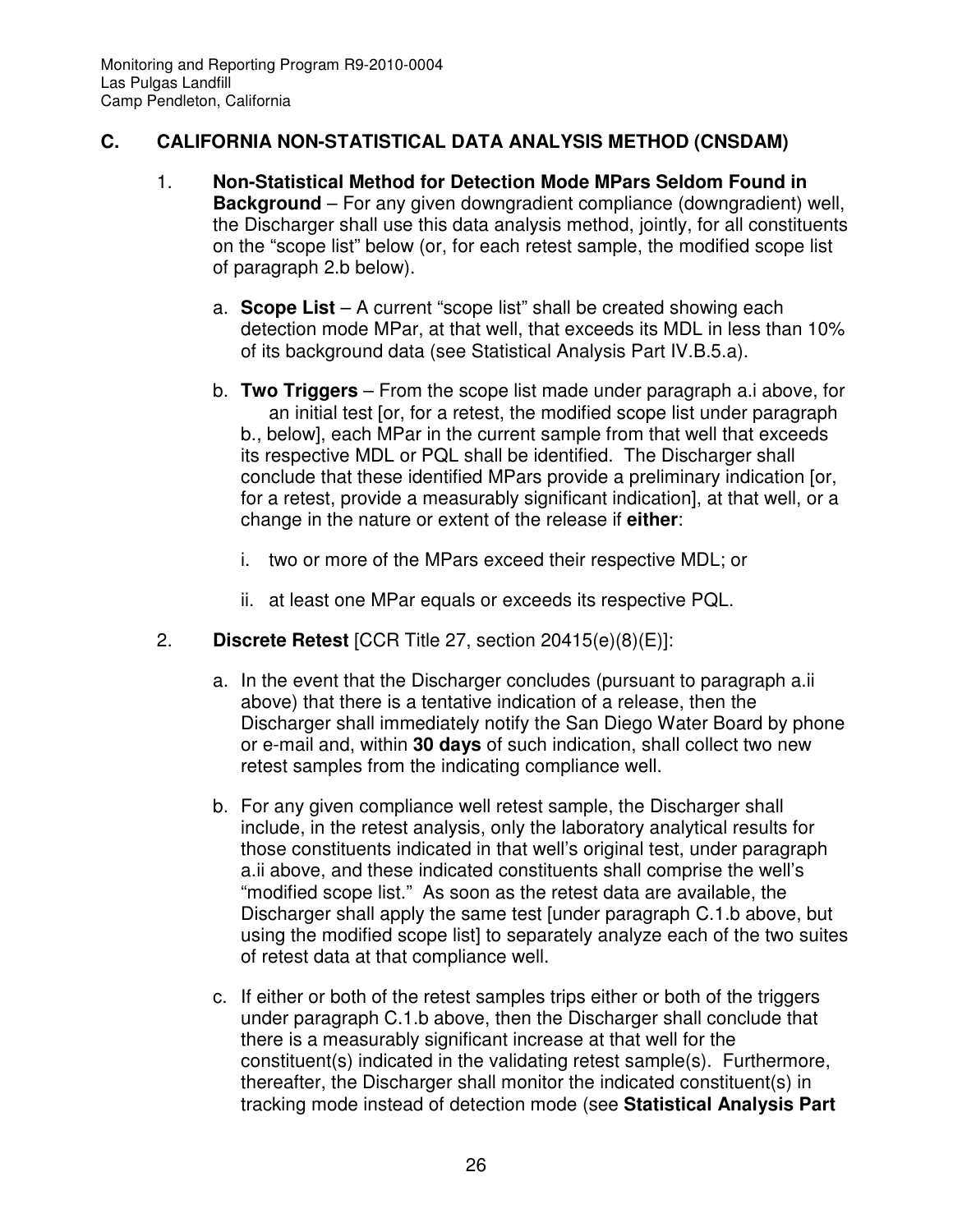## C. CALIFORNIA NON-STATISTICAL DATA ANALYSIS METHOD (CNSDAM)

1. **Non-Statistical Method for Detection Mode MPars Seldom Found in Background** – For any given downgradient compliance (downgradient) well, the Discharger shall use this data analysis method, jointly, for all constituents on the "scope list" below (or, for each retest sample, the modified scope list of paragraph 2.b below).

   a. **Scope List** – A current "scope list" shall be created showing each detection mode MPar, at that well, that exceeds its MDL in less than 10% of its background data (see Statistical Analysis Part IV.B.5.a).

   b. **Two Triggers** – From the scope list made under paragraph a.i above, for an initial test [or, for a retest, the modified scope list under paragraph b., below], each MPar in the current sample from that well that exceeds its respective MDL or PQL shall be identified. The Discharger shall conclude that these identified MPars provide a preliminary indication [or, for a retest, provide a measurably significant indication], at that well, or a change in the nature or extent of the release if **either**:

      i. two or more of the MPars exceed their respective MDL; or

      ii. at least one MPar equals or exceeds its respective PQL.

2. **Discrete Retest** [CCR Title 27, section 20415(e)(8)(E)]:

   a. In the event that the Discharger concludes (pursuant to paragraph a.ii above) that there is a tentative indication of a release, then the Discharger shall immediately notify the San Diego Water Board by phone or e-mail and, within **30 days** of such indication, shall collect two new retest samples from the indicating compliance well.

   b. For any given compliance well retest sample, the Discharger shall include, in the retest analysis, only the laboratory analytical results for those constituents indicated in that well's original test, under paragraph a.ii above, and these indicated constituents shall comprise the well's "modified scope list." As soon as the retest data are available, the Discharger shall apply the same test [under paragraph C.1.b above, but using the modified scope list] to separately analyze each of the two suites of retest data at that compliance well.

   c. If either or both of the retest samples trips either or both of the triggers under paragraph C.1.b above, then the Discharger shall conclude that there is a measurably significant increase at that well for the constituent(s) indicated in the validating retest sample(s). Furthermore, thereafter, the Discharger shall monitor the indicated constituent(s) in tracking mode instead of detection mode (see **Statistical Analysis Part**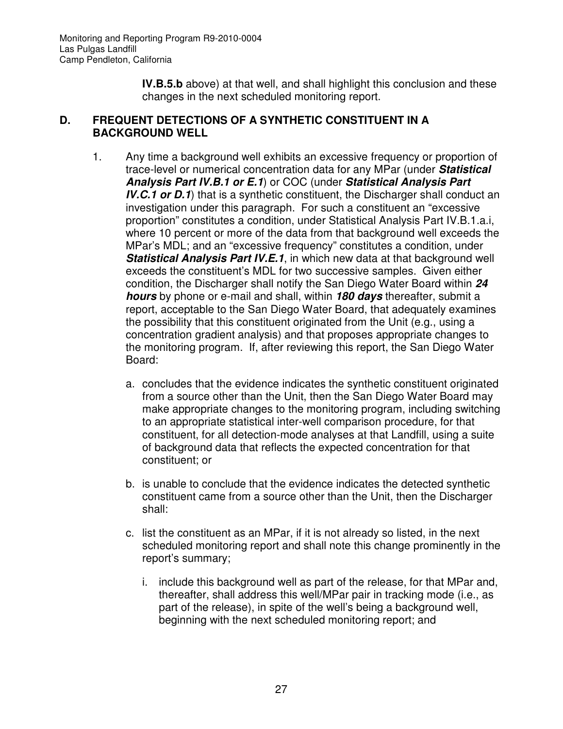**IV.B.5.b** above) at that well, and shall highlight this conclusion and these changes in the next scheduled monitoring report.

## D. FREQUENT DETECTIONS OF A SYNTHETIC CONSTITUENT IN A BACKGROUND WELL

1. Any time a background well exhibits an excessive frequency or proportion of trace-level or numerical concentration data for any MPar (under ***Statistical Analysis Part IV.B.1 or E.1***) or COC (under ***Statistical Analysis Part IV.C.1 or D.1***) that is a synthetic constituent, the Discharger shall conduct an investigation under this paragraph. For such a constituent an "excessive proportion" constitutes a condition, under Statistical Analysis Part IV.B.1.a.i, where 10 percent or more of the data from that background well exceeds the MPar's MDL; and an "excessive frequency" constitutes a condition, under ***Statistical Analysis Part IV.E.1***, in which new data at that background well exceeds the constituent's MDL for two successive samples. Given either condition, the Discharger shall notify the San Diego Water Board within ***24 hours*** by phone or e-mail and shall, within ***180 days*** thereafter, submit a report, acceptable to the San Diego Water Board, that adequately examines the possibility that this constituent originated from the Unit (e.g., using a concentration gradient analysis) and that proposes appropriate changes to the monitoring program. If, after reviewing this report, the San Diego Water Board:

   a. concludes that the evidence indicates the synthetic constituent originated from a source other than the Unit, then the San Diego Water Board may make appropriate changes to the monitoring program, including switching to an appropriate statistical inter-well comparison procedure, for that constituent, for all detection-mode analyses at that Landfill, using a suite of background data that reflects the expected concentration for that constituent; or

   b. is unable to conclude that the evidence indicates the detected synthetic constituent came from a source other than the Unit, then the Discharger shall:

   c. list the constituent as an MPar, if it is not already so listed, in the next scheduled monitoring report and shall note this change prominently in the report's summary;

      i. include this background well as part of the release, for that MPar and, thereafter, shall address this well/MPar pair in tracking mode (i.e., as part of the release), in spite of the well's being a background well, beginning with the next scheduled monitoring report; and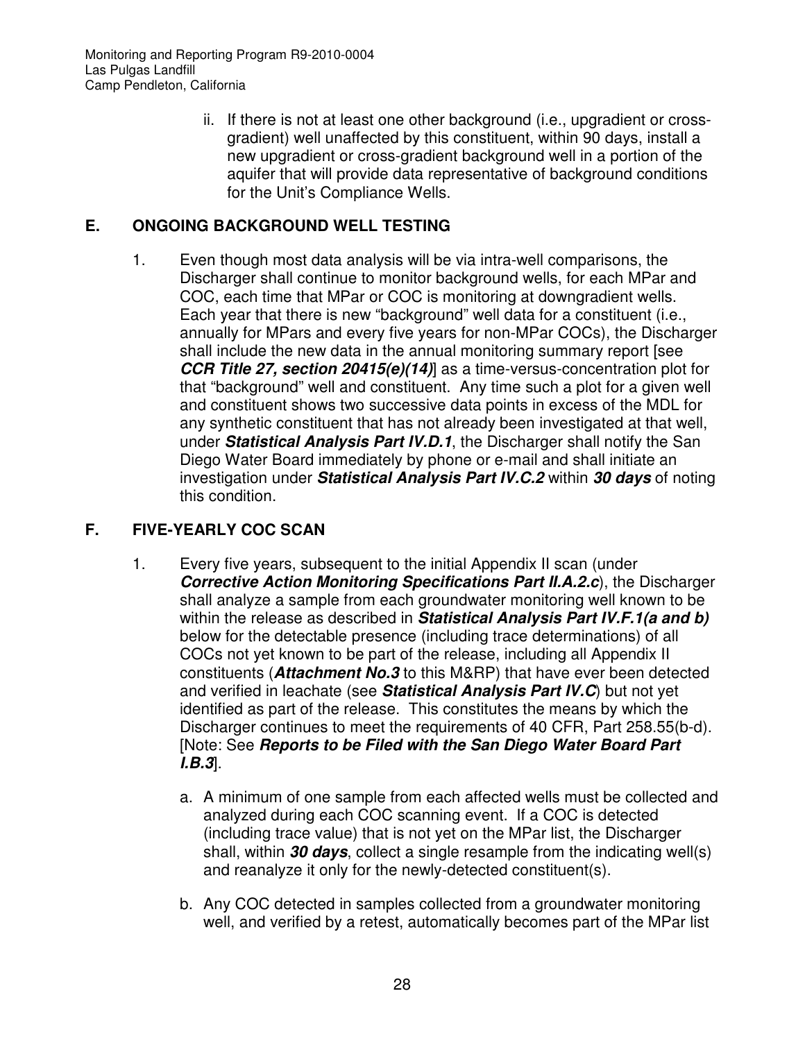ii. If there is not at least one other background (i.e., upgradient or cross-gradient) well unaffected by this constituent, within 90 days, install a new upgradient or cross-gradient background well in a portion of the aquifer that will provide data representative of background conditions for the Unit's Compliance Wells.

## E. ONGOING BACKGROUND WELL TESTING

1. Even though most data analysis will be via intra-well comparisons, the Discharger shall continue to monitor background wells, for each MPar and COC, each time that MPar or COC is monitoring at downgradient wells. Each year that there is new "background" well data for a constituent (i.e., annually for MPars and every five years for non-MPar COCs), the Discharger shall include the new data in the annual monitoring summary report [see ***CCR Title 27, section 20415(e)(14)***] as a time-versus-concentration plot for that "background" well and constituent. Any time such a plot for a given well and constituent shows two successive data points in excess of the MDL for any synthetic constituent that has not already been investigated at that well, under ***Statistical Analysis Part IV.D.1***, the Discharger shall notify the San Diego Water Board immediately by phone or e-mail and shall initiate an investigation under ***Statistical Analysis Part IV.C.2*** within ***30 days*** of noting this condition.

## F. FIVE-YEARLY COC SCAN

1. Every five years, subsequent to the initial Appendix II scan (under ***Corrective Action Monitoring Specifications Part II.A.2.c***), the Discharger shall analyze a sample from each groundwater monitoring well known to be within the release as described in ***Statistical Analysis Part IV.F.1(a and b)*** below for the detectable presence (including trace determinations) of all COCs not yet known to be part of the release, including all Appendix II constituents (***Attachment No.3*** to this M&RP) that have ever been detected and verified in leachate (see ***Statistical Analysis Part IV.C***) but not yet identified as part of the release. This constitutes the means by which the Discharger continues to meet the requirements of 40 CFR, Part 258.55(b-d). [Note: See ***Reports to be Filed with the San Diego Water Board Part I.B.3***].

   a. A minimum of one sample from each affected wells must be collected and analyzed during each COC scanning event. If a COC is detected (including trace value) that is not yet on the MPar list, the Discharger shall, within ***30 days***, collect a single resample from the indicating well(s) and reanalyze it only for the newly-detected constituent(s).

   b. Any COC detected in samples collected from a groundwater monitoring well, and verified by a retest, automatically becomes part of the MPar list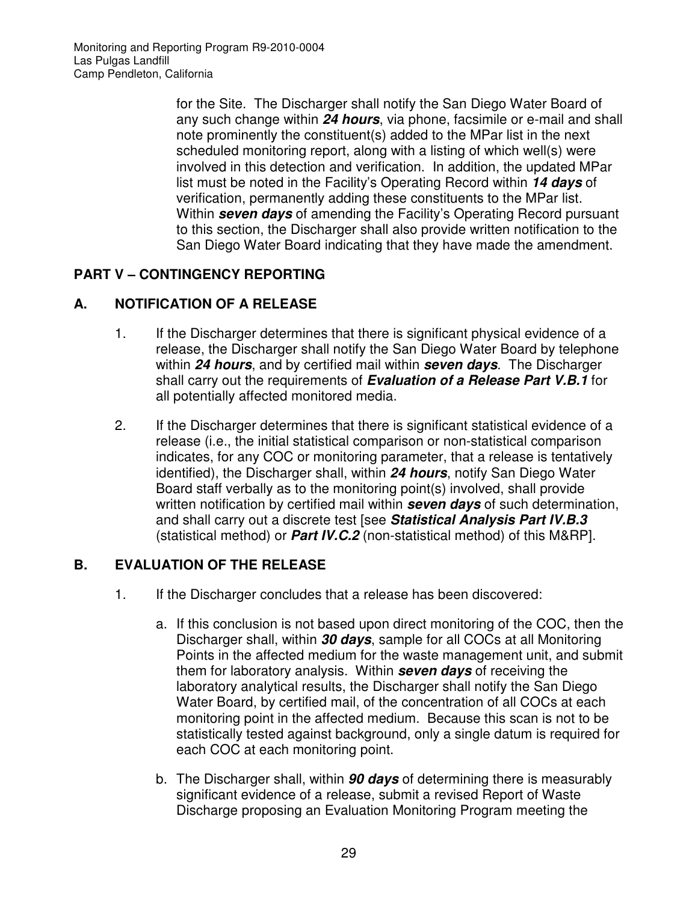for the Site. The Discharger shall notify the San Diego Water Board of any such change within ***24 hours***, via phone, facsimile or e-mail and shall note prominently the constituent(s) added to the MPar list in the next scheduled monitoring report, along with a listing of which well(s) were involved in this detection and verification. In addition, the updated MPar list must be noted in the Facility's Operating Record within ***14 days*** of verification, permanently adding these constituents to the MPar list. Within ***seven days*** of amending the Facility's Operating Record pursuant to this section, the Discharger shall also provide written notification to the San Diego Water Board indicating that they have made the amendment.

## PART V – CONTINGENCY REPORTING

### A. NOTIFICATION OF A RELEASE

1. If the Discharger determines that there is significant physical evidence of a release, the Discharger shall notify the San Diego Water Board by telephone within ***24 hours***, and by certified mail within ***seven days***. The Discharger shall carry out the requirements of ***Evaluation of a Release Part V.B.1*** for all potentially affected monitored media.

2. If the Discharger determines that there is significant statistical evidence of a release (i.e., the initial statistical comparison or non-statistical comparison indicates, for any COC or monitoring parameter, that a release is tentatively identified), the Discharger shall, within ***24 hours***, notify San Diego Water Board staff verbally as to the monitoring point(s) involved, shall provide written notification by certified mail within ***seven days*** of such determination, and shall carry out a discrete test [see ***Statistical Analysis Part IV.B.3*** (statistical method) or ***Part IV.C.2*** (non-statistical method) of this M&RP].

### B. EVALUATION OF THE RELEASE

1. If the Discharger concludes that a release has been discovered:

   a. If this conclusion is not based upon direct monitoring of the COC, then the Discharger shall, within ***30 days***, sample for all COCs at all Monitoring Points in the affected medium for the waste management unit, and submit them for laboratory analysis. Within ***seven days*** of receiving the laboratory analytical results, the Discharger shall notify the San Diego Water Board, by certified mail, of the concentration of all COCs at each monitoring point in the affected medium. Because this scan is not to be statistically tested against background, only a single datum is required for each COC at each monitoring point.

   b. The Discharger shall, within ***90 days*** of determining there is measurably significant evidence of a release, submit a revised Report of Waste Discharge proposing an Evaluation Monitoring Program meeting the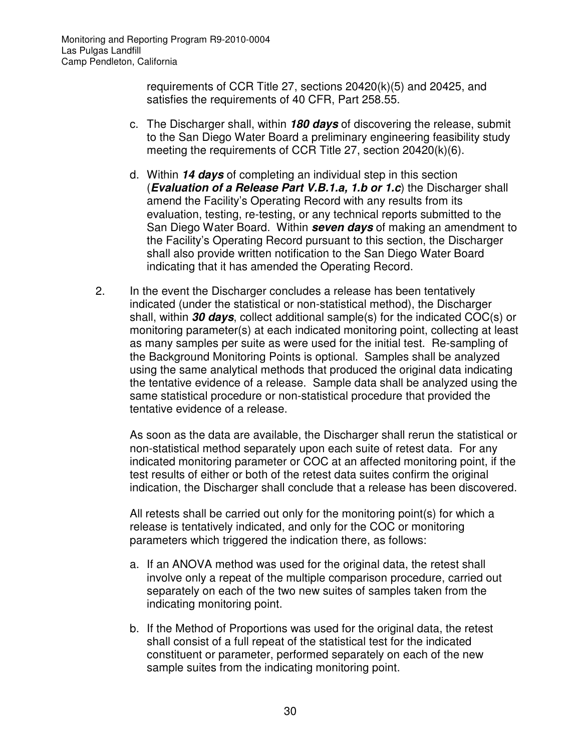requirements of CCR Title 27, sections 20420(k)(5) and 20425, and satisfies the requirements of 40 CFR, Part 258.55.

c. The Discharger shall, within ***180 days*** of discovering the release, submit to the San Diego Water Board a preliminary engineering feasibility study meeting the requirements of CCR Title 27, section 20420(k)(6).

d. Within ***14 days*** of completing an individual step in this section (***Evaluation of a Release Part V.B.1.a, 1.b or 1.c***) the Discharger shall amend the Facility's Operating Record with any results from its evaluation, testing, re-testing, or any technical reports submitted to the San Diego Water Board. Within ***seven days*** of making an amendment to the Facility's Operating Record pursuant to this section, the Discharger shall also provide written notification to the San Diego Water Board indicating that it has amended the Operating Record.

2. In the event the Discharger concludes a release has been tentatively indicated (under the statistical or non-statistical method), the Discharger shall, within ***30 days***, collect additional sample(s) for the indicated COC(s) or monitoring parameter(s) at each indicated monitoring point, collecting at least as many samples per suite as were used for the initial test. Re-sampling of the Background Monitoring Points is optional. Samples shall be analyzed using the same analytical methods that produced the original data indicating the tentative evidence of a release. Sample data shall be analyzed using the same statistical procedure or non-statistical procedure that provided the tentative evidence of a release.

   As soon as the data are available, the Discharger shall rerun the statistical or non-statistical method separately upon each suite of retest data. For any indicated monitoring parameter or COC at an affected monitoring point, if the test results of either or both of the retest data suites confirm the original indication, the Discharger shall conclude that a release has been discovered.

   All retests shall be carried out only for the monitoring point(s) for which a release is tentatively indicated, and only for the COC or monitoring parameters which triggered the indication there, as follows:

   a. If an ANOVA method was used for the original data, the retest shall involve only a repeat of the multiple comparison procedure, carried out separately on each of the two new suites of samples taken from the indicating monitoring point.

   b. If the Method of Proportions was used for the original data, the retest shall consist of a full repeat of the statistical test for the indicated constituent or parameter, performed separately on each of the new sample suites from the indicating monitoring point.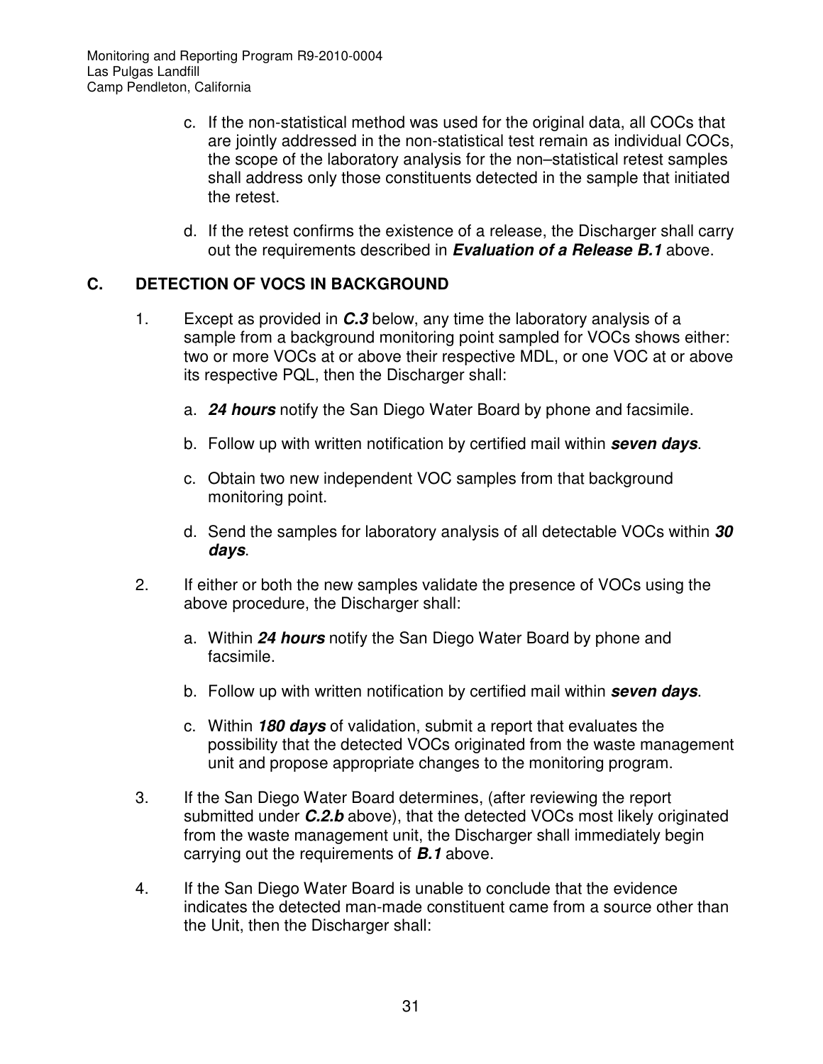c. If the non-statistical method was used for the original data, all COCs that are jointly addressed in the non-statistical test remain as individual COCs, the scope of the laboratory analysis for the non–statistical retest samples shall address only those constituents detected in the sample that initiated the retest.

d. If the retest confirms the existence of a release, the Discharger shall carry out the requirements described in ***Evaluation of a Release B.1*** above.

## C. DETECTION OF VOCS IN BACKGROUND

1. Except as provided in ***C.3*** below, any time the laboratory analysis of a sample from a background monitoring point sampled for VOCs shows either: two or more VOCs at or above their respective MDL, or one VOC at or above its respective PQL, then the Discharger shall:

   a. ***24 hours*** notify the San Diego Water Board by phone and facsimile.

   b. Follow up with written notification by certified mail within ***seven days***.

   c. Obtain two new independent VOC samples from that background monitoring point.

   d. Send the samples for laboratory analysis of all detectable VOCs within ***30 days***.

2. If either or both the new samples validate the presence of VOCs using the above procedure, the Discharger shall:

   a. Within ***24 hours*** notify the San Diego Water Board by phone and facsimile.

   b. Follow up with written notification by certified mail within ***seven days***.

   c. Within ***180 days*** of validation, submit a report that evaluates the possibility that the detected VOCs originated from the waste management unit and propose appropriate changes to the monitoring program.

3. If the San Diego Water Board determines, (after reviewing the report submitted under ***C.2.b*** above), that the detected VOCs most likely originated from the waste management unit, the Discharger shall immediately begin carrying out the requirements of ***B.1*** above.

4. If the San Diego Water Board is unable to conclude that the evidence indicates the detected man-made constituent came from a source other than the Unit, then the Discharger shall: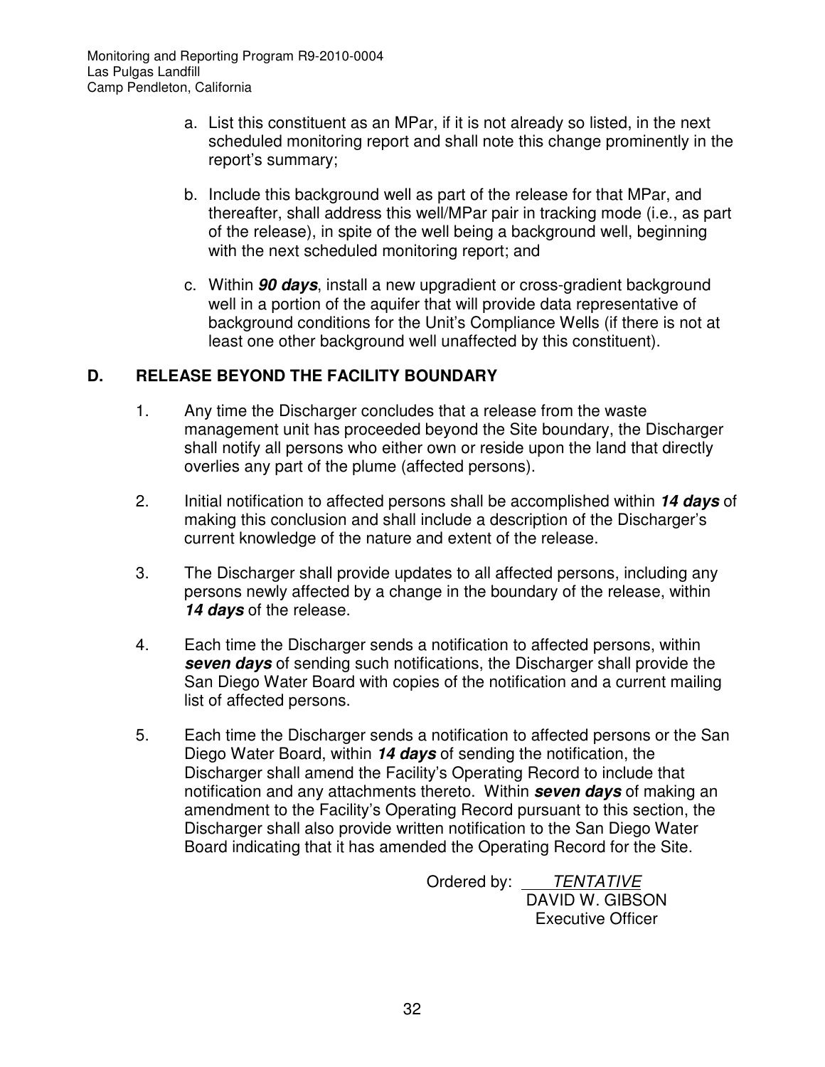a. List this constituent as an MPar, if it is not already so listed, in the next scheduled monitoring report and shall note this change prominently in the report's summary;

b. Include this background well as part of the release for that MPar, and thereafter, shall address this well/MPar pair in tracking mode (i.e., as part of the release), in spite of the well being a background well, beginning with the next scheduled monitoring report; and

c. Within ***90 days***, install a new upgradient or cross-gradient background well in a portion of the aquifer that will provide data representative of background conditions for the Unit's Compliance Wells (if there is not at least one other background well unaffected by this constituent).

## D. RELEASE BEYOND THE FACILITY BOUNDARY

1. Any time the Discharger concludes that a release from the waste management unit has proceeded beyond the Site boundary, the Discharger shall notify all persons who either own or reside upon the land that directly overlies any part of the plume (affected persons).

2. Initial notification to affected persons shall be accomplished within ***14 days*** of making this conclusion and shall include a description of the Discharger's current knowledge of the nature and extent of the release.

3. The Discharger shall provide updates to all affected persons, including any persons newly affected by a change in the boundary of the release, within ***14 days*** of the release.

4. Each time the Discharger sends a notification to affected persons, within ***seven days*** of sending such notifications, the Discharger shall provide the San Diego Water Board with copies of the notification and a current mailing list of affected persons.

5. Each time the Discharger sends a notification to affected persons or the San Diego Water Board, within ***14 days*** of sending the notification, the Discharger shall amend the Facility's Operating Record to include that notification and any attachments thereto. Within ***seven days*** of making an amendment to the Facility's Operating Record pursuant to this section, the Discharger shall also provide written notification to the San Diego Water Board indicating that it has amended the Operating Record for the Site.

Ordered by: *TENTATIVE*
DAVID W. GIBSON
Executive Officer